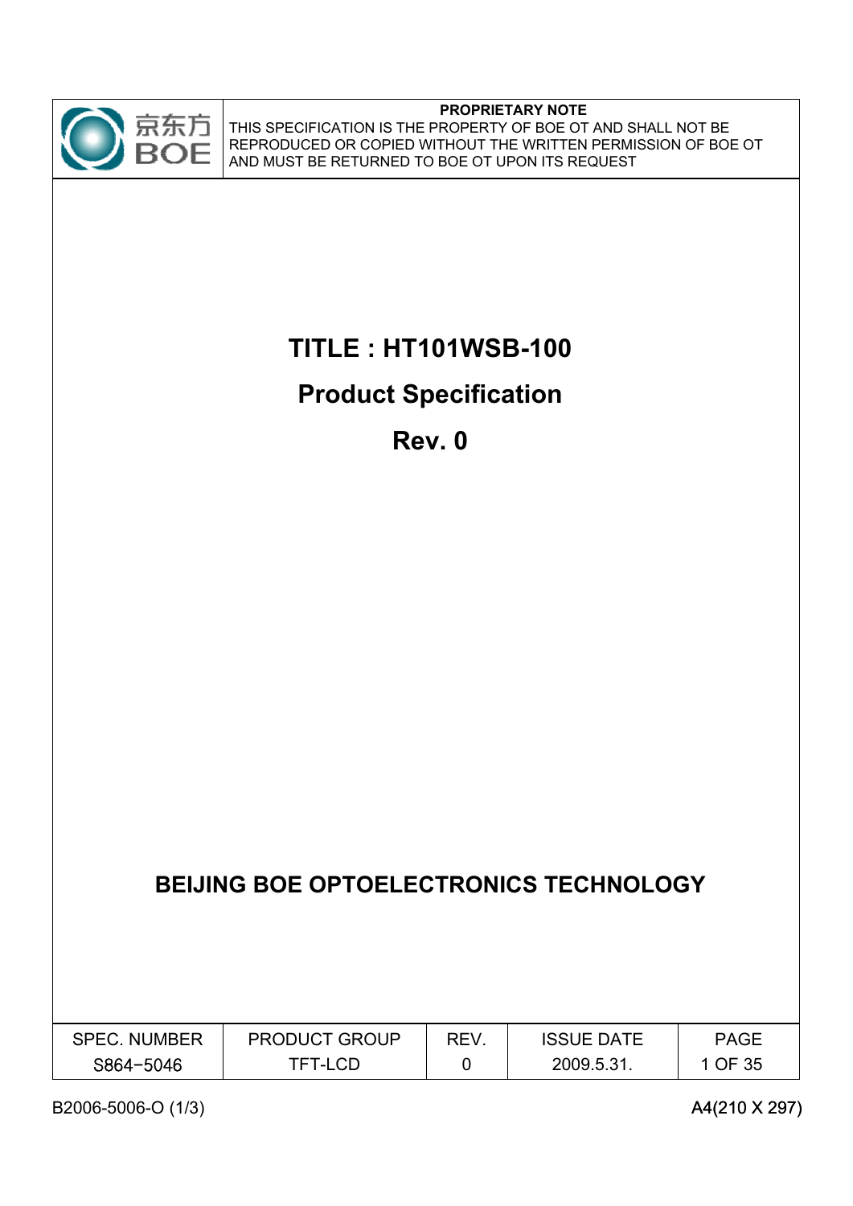京东方 BOE

**PROPRIETARY NOTE**

THIS SPECIFICATION IS THE PROPERTY OF BOE OT AND SHALL NOT BE REPRODUCED OR COPIED WITHOUT THE WRITTEN PERMISSION OF BOE OT AND MUST BE RETURNED TO BOE OT UPON ITS REQUEST

# TITLE : HT101WSB-100

## Product Specification

## Rev. 0

**BEIJING BOE OPTOELECTRONICS TECHNOLOGY**

| SPEC. NUMBER | PRODUCT GROUP | REV. | ISSUE DATE | PAGE |
|---|---|---|---|---|
| S864-5046 | TFT-LCD | 0 | 2009.5.31. | 1 OF 35 |

B2006-5006-O (1/3)

A4(210 X 297)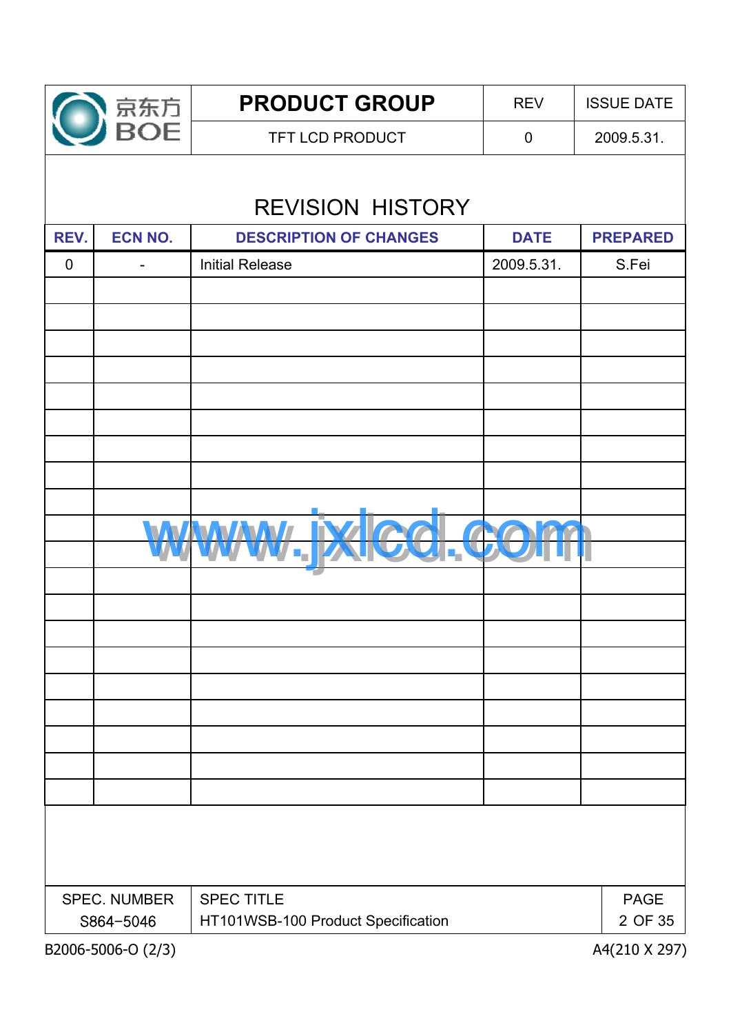# REVISION HISTORY

| REV. | ECN NO. | DESCRIPTION OF CHANGES | DATE | PREPARED |
|---|---|---|---|---|
| 0 | - | Initial Release | 2009.5.31. | S.Fei |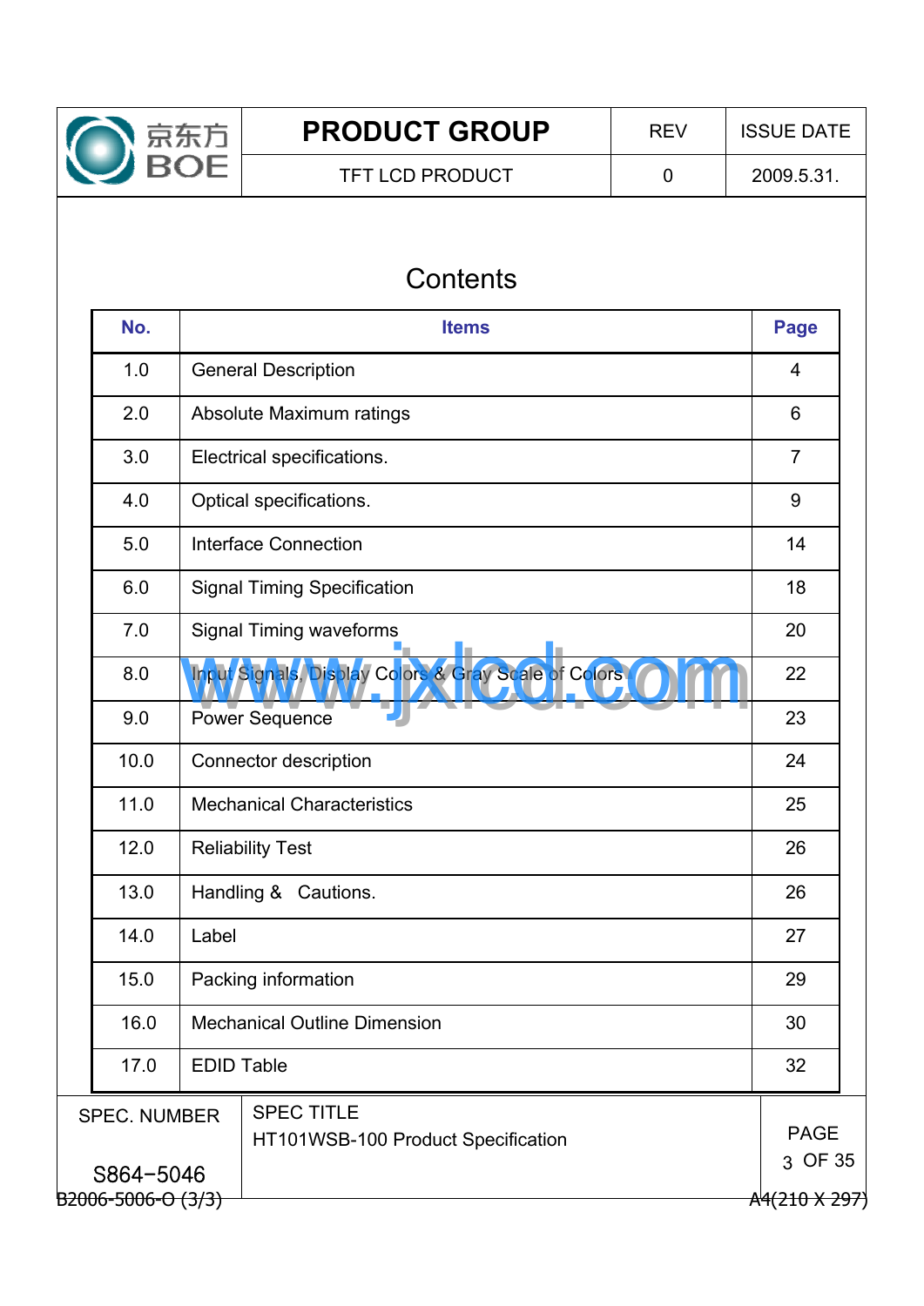# Contents

| No. | Items | Page |
|---|---|---|
| 1.0 | General Description | 4 |
| 2.0 | Absolute Maximum ratings | 6 |
| 3.0 | Electrical specifications. | 7 |
| 4.0 | Optical specifications. | 9 |
| 5.0 | Interface Connection | 14 |
| 6.0 | Signal Timing Specification | 18 |
| 7.0 | Signal Timing waveforms | 20 |
| 8.0 | Input Signals, Display Colors & Gray Scale of Colors | 22 |
| 9.0 | Power Sequence | 23 |
| 10.0 | Connector description | 24 |
| 11.0 | Mechanical Characteristics | 25 |
| 12.0 | Reliability Test | 26 |
| 13.0 | Handling & Cautions. | 26 |
| 14.0 | Label | 27 |
| 15.0 | Packing information | 29 |
| 16.0 | Mechanical Outline Dimension | 30 |
| 17.0 | EDID Table | 32 |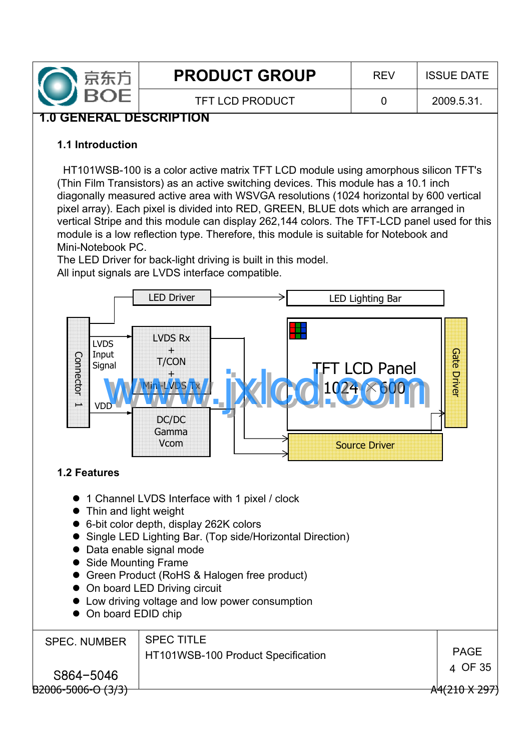## 1.0 GENERAL DESCRIPTION

### 1.1 Introduction

HT101WSB-100 is a color active matrix TFT LCD module using amorphous silicon TFT's (Thin Film Transistors) as an active switching devices. This module has a 10.1 inch diagonally measured active area with WSVGA resolutions (1024 horizontal by 600 vertical pixel array). Each pixel is divided into RED, GREEN, BLUE dots which are arranged in vertical Stripe and this module can display 262,144 colors. The TFT-LCD panel used for this module is a low reflection type. Therefore, this module is suitable for Notebook and Mini-Notebook PC.
The LED Driver for back-light driving is built in this model.
All input signals are LVDS interface compatible.

LED Driver → LED Lighting Bar

Connector 1 — LVDS Input Signal → LVDS Rx + T/CON + Mini-LVDS Tx

VDD → DC/DC Gamma Vcom

TFT LCD Panel 1024 × 600

Gate Driver

Source Driver

### 1.2 Features

- 1 Channel LVDS Interface with 1 pixel / clock
- Thin and light weight
- 6-bit color depth, display 262K colors
- Single LED Lighting Bar. (Top side/Horizontal Direction)
- Data enable signal mode
- Side Mounting Frame
- Green Product (RoHS & Halogen free product)
- On board LED Driving circuit
- Low driving voltage and low power consumption
- On board EDID chip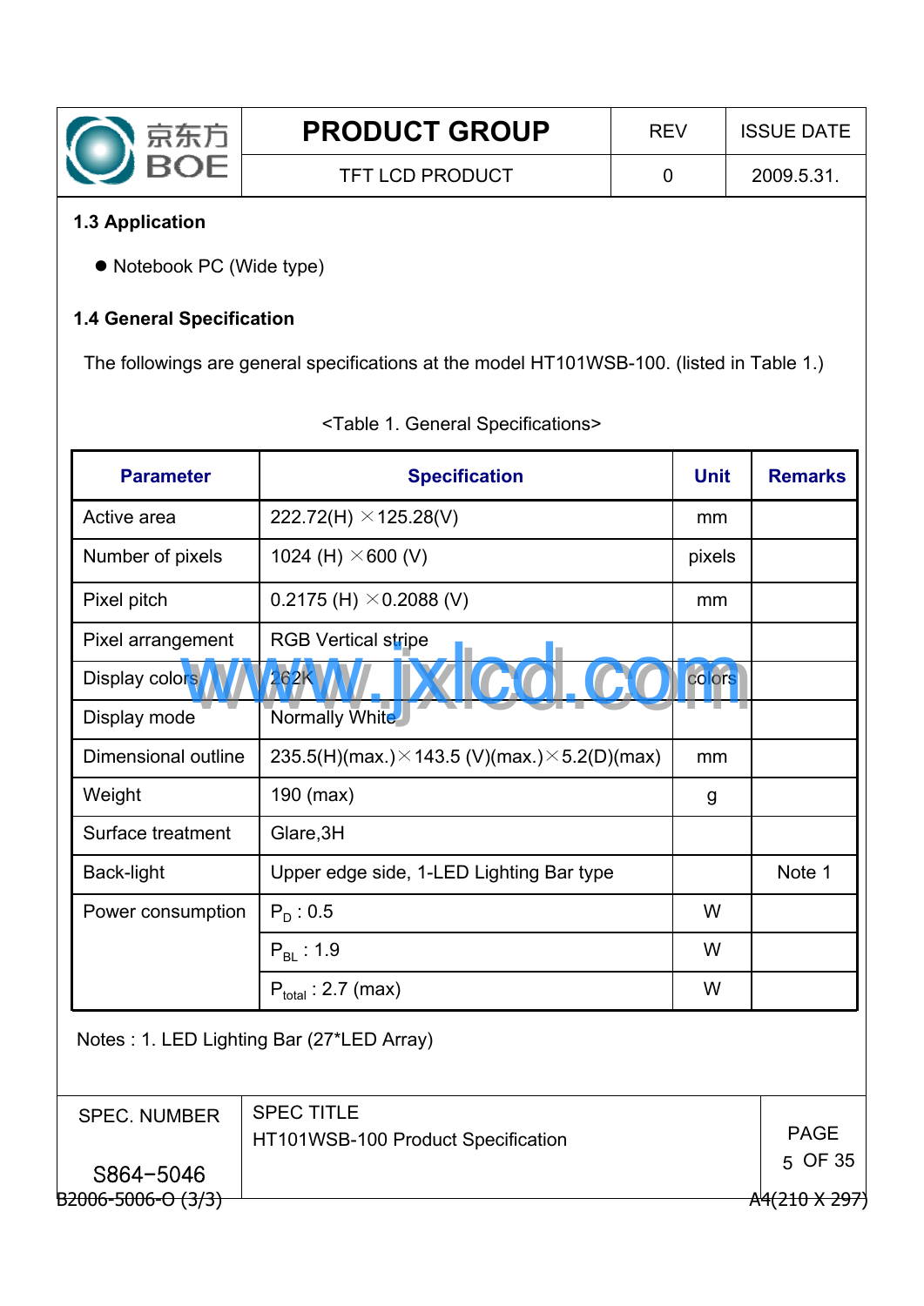## 1.3 Application

- Notebook PC (Wide type)

## 1.4 General Specification

The followings are general specifications at the model HT101WSB-100. (listed in Table 1.)

<Table 1. General Specifications>

| Parameter | Specification | Unit | Remarks |
|---|---|---|---|
| Active area | 222.72(H) ×125.28(V) | mm | |
| Number of pixels | 1024 (H) ×600 (V) | pixels | |
| Pixel pitch | 0.2175 (H) ×0.2088 (V) | mm | |
| Pixel arrangement | RGB Vertical stripe | | |
| Display colors | 262K | colors | |
| Display mode | Normally White | | |
| Dimensional outline | 235.5(H)(max.)×143.5 (V)(max.)×5.2(D)(max) | mm | |
| Weight | 190 (max) | g | |
| Surface treatment | Glare,3H | | |
| Back-light | Upper edge side, 1-LED Lighting Bar type | | Note 1 |
| Power consumption | $P_D$ : 0.5 | W | |
| | $P_{BL}$ : 1.9 | W | |
| | $P_{total}$ : 2.7 (max) | W | |

Notes : 1. LED Lighting Bar (27*LED Array)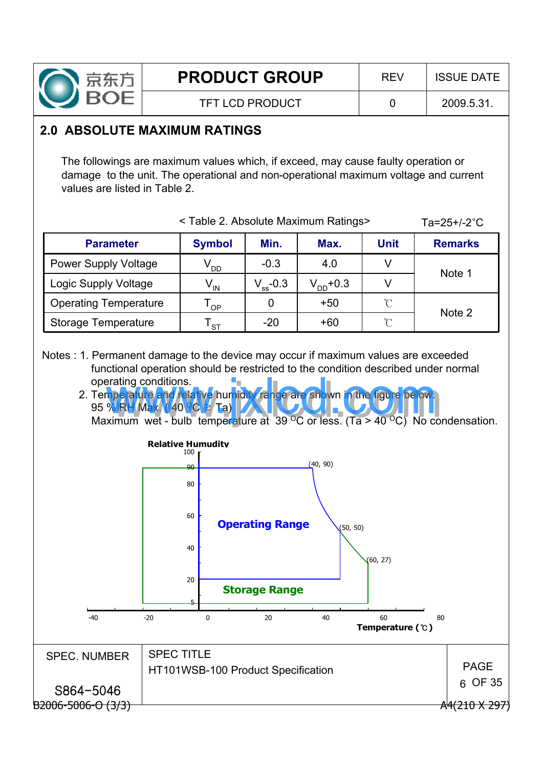## 2.0 ABSOLUTE MAXIMUM RATINGS

The followings are maximum values which, if exceed, may cause faulty operation or damage to the unit. The operational and non-operational maximum voltage and current values are listed in Table 2.

< Table 2. Absolute Maximum Ratings> Ta=25+/-2°C

| Parameter | Symbol | Min. | Max. | Unit | Remarks |
|---|---|---|---|---|---|
| Power Supply Voltage | $V_{DD}$ | -0.3 | 4.0 | V | Note 1 |
| Logic Supply Voltage | $V_{IN}$ | $V_{ss}$-0.3 | $V_{DD}$+0.3 | V | |
| Operating Temperature | $T_{OP}$ | 0 | +50 | ℃ | Note 2 |
| Storage Temperature | $T_{ST}$ | -20 | +60 | ℃ | |

Notes : 1. Permanent damage to the device may occur if maximum values are exceeded functional operation should be restricted to the condition described under normal operating conditions.

2. Temperature and relative humidity range are shown in the figure below.
95 % RH Max. ( 40 °C ≥ Ta)
Maximum wet - bulb temperature at 39 °C or less. (Ta > 40 °C) No condensation.

Relative Humudity

Operating Range

Storage Range

(40, 90) (50, 50) (60, 27)

Temperature (℃)

SPEC. NUMBER S864−5046

SPEC TITLE HT101WSB-100 Product Specification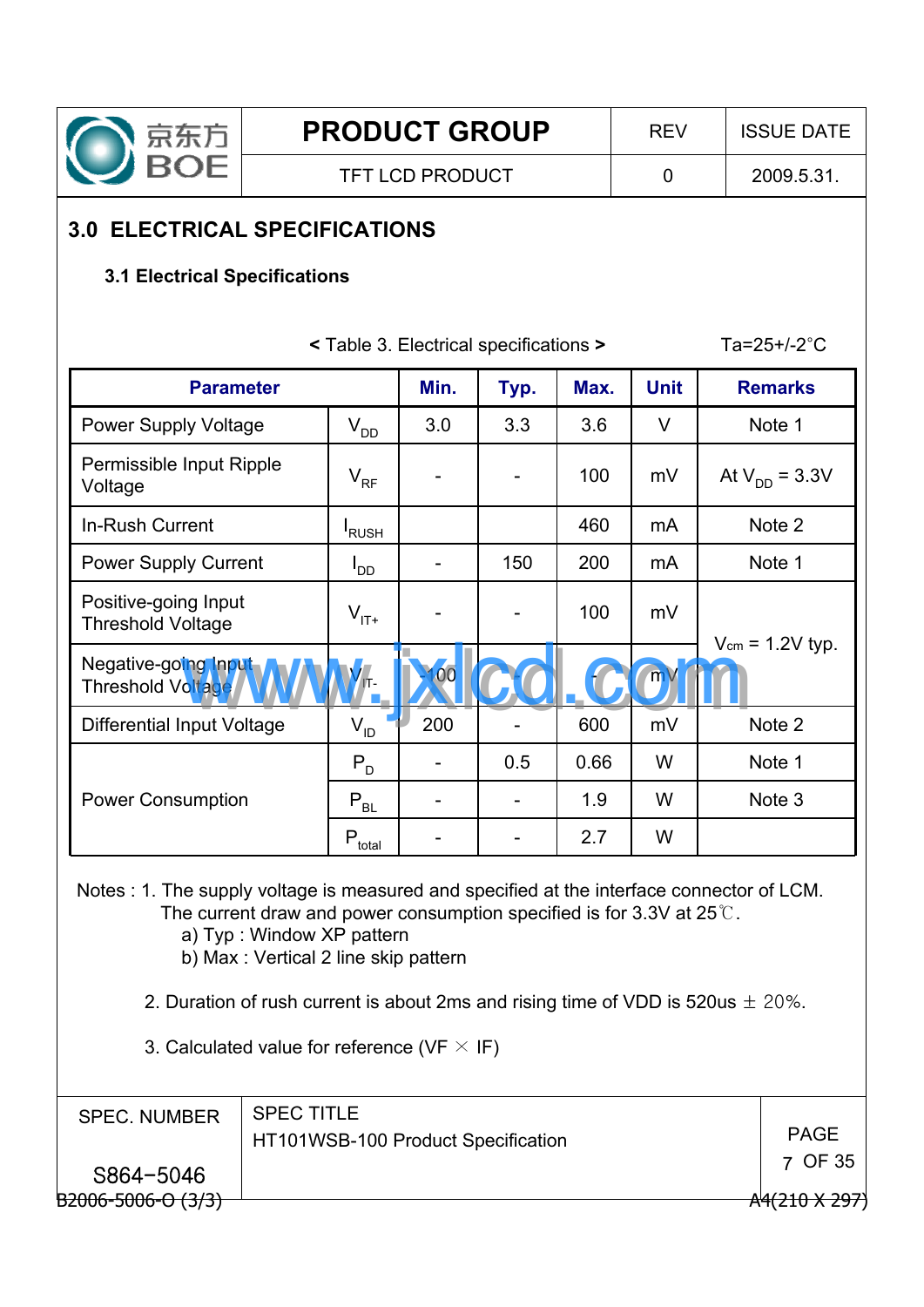## 3.0 ELECTRICAL SPECIFICATIONS

### 3.1 Electrical Specifications

< Table 3. Electrical specifications > Ta=25+/-2°C

| Parameter | | Min. | Typ. | Max. | Unit | Remarks |
|---|---|---|---|---|---|---|
| Power Supply Voltage | $V_{DD}$ | 3.0 | 3.3 | 3.6 | V | Note 1 |
| Permissible Input Ripple Voltage | $V_{RF}$ | - | - | 100 | mV | At $V_{DD}$ = 3.3V |
| In-Rush Current | $I_{RUSH}$ | | | 460 | mA | Note 2 |
| Power Supply Current | $I_{DD}$ | - | 150 | 200 | mA | Note 1 |
| Positive-going Input Threshold Voltage | $V_{IT+}$ | - | - | 100 | mV | $V_{cm}$ = 1.2V typ. |
| Negative-going Input Threshold Voltage | $V_{IT-}$ | -100 | - | - | mV | |
| Differential Input Voltage | $V_{ID}$ | 200 | - | 600 | mV | Note 2 |
| Power Consumption | $P_D$ | - | 0.5 | 0.66 | W | Note 1 |
| | $P_{BL}$ | - | - | 1.9 | W | Note 3 |
| | $P_{total}$ | - | - | 2.7 | W | |

Notes : 1. The supply voltage is measured and specified at the interface connector of LCM.
The current draw and power consumption specified is for 3.3V at 25℃.
a) Typ : Window XP pattern
b) Max : Vertical 2 line skip pattern

2. Duration of rush current is about 2ms and rising time of VDD is 520us ± 20%.

3. Calculated value for reference (VF × IF)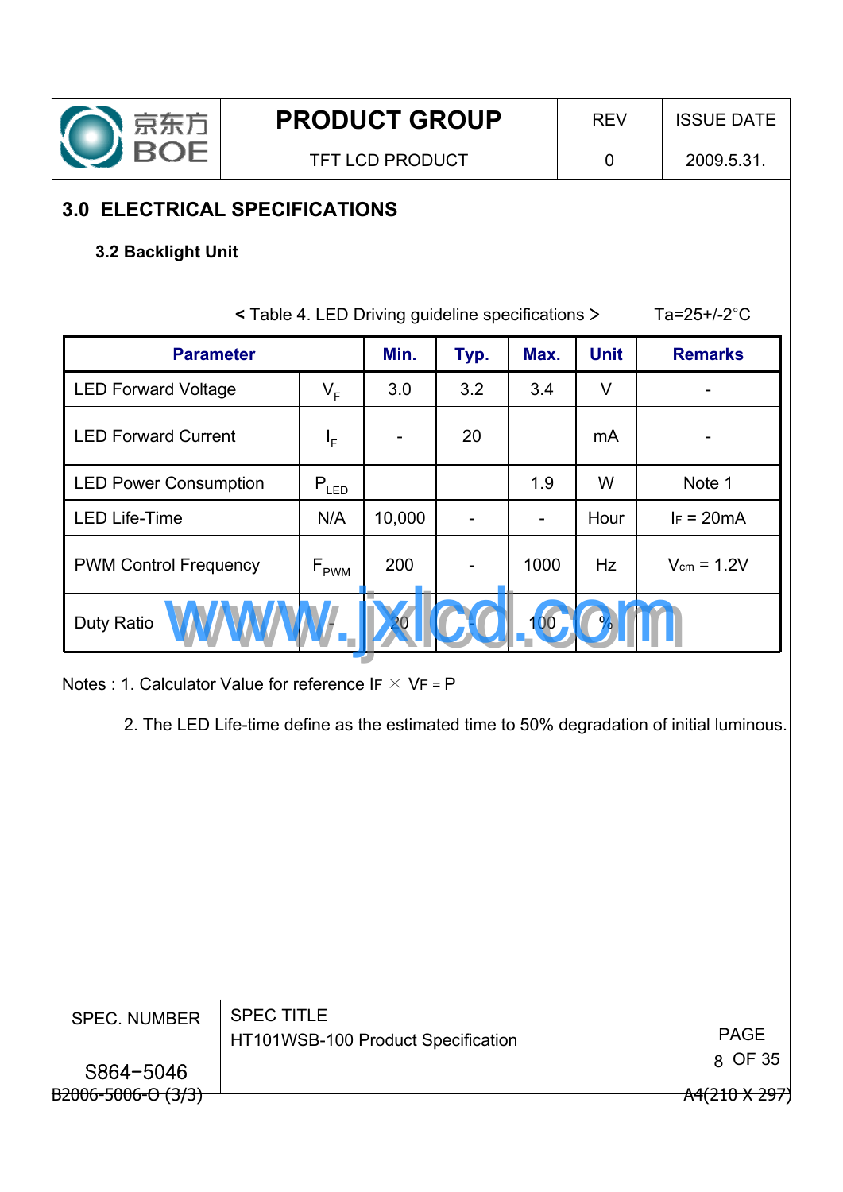## 3.0 ELECTRICAL SPECIFICATIONS

### 3.2 Backlight Unit

< Table 4. LED Driving guideline specifications > Ta=25+/-2°C

| Parameter | | Min. | Typ. | Max. | Unit | Remarks |
|---|---|---|---|---|---|---|
| LED Forward Voltage | $V_F$ | 3.0 | 3.2 | 3.4 | V | - |
| LED Forward Current | $I_F$ | - | 20 | | mA | - |
| LED Power Consumption | $P_{LED}$ | | | 1.9 | W | Note 1 |
| LED Life-Time | N/A | 10,000 | - | - | Hour | $I_F$ = 20mA |
| PWM Control Frequency | $F_{PWM}$ | 200 | - | 1000 | Hz | $V_{cm}$ = 1.2V |
| Duty Ratio | - | 20 | - | 100 | % | |

Notes : 1. Calculator Value for reference $I_F \times V_F = P$

2. The LED Life-time define as the estimated time to 50% degradation of initial luminous.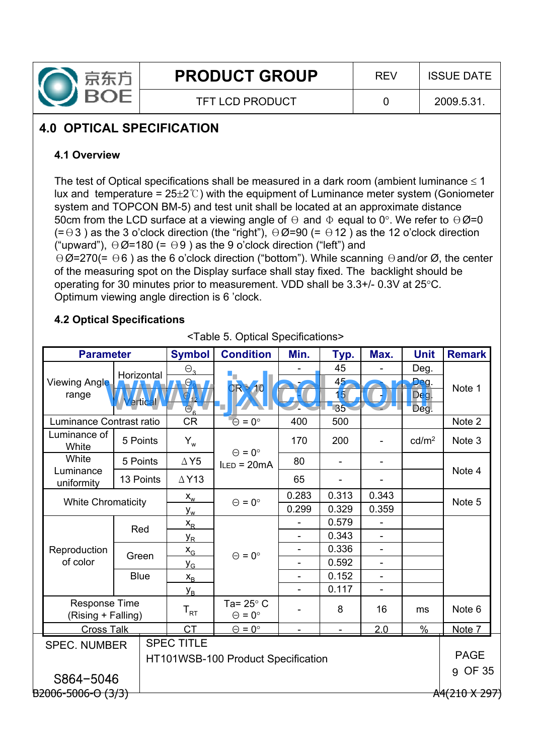## 4.0 OPTICAL SPECIFICATION

### 4.1 Overview

The test of Optical specifications shall be measured in a dark room (ambient luminance ≤ 1 lux and temperature = 25±2℃) with the equipment of Luminance meter system (Goniometer system and TOPCON BM-5) and test unit shall be located at an approximate distance 50cm from the LCD surface at a viewing angle of Θ and Φ equal to 0°. We refer to ΘØ=0 (=Θ3 ) as the 3 o'clock direction (the "right"), ΘØ=90 (= Θ12 ) as the 12 o'clock direction ("upward"), ΘØ=180 (= Θ9 ) as the 9 o'clock direction ("left") and ΘØ=270(= Θ6 ) as the 6 o'clock direction ("bottom"). While scanning Θand/or Ø, the center of the measuring spot on the Display surface shall stay fixed. The backlight should be operating for 30 minutes prior to measurement. VDD shall be 3.3+/- 0.3V at 25°C. Optimum viewing angle direction is 6 'clock.

### 4.2 Optical Specifications

<Table 5. Optical Specifications>

| Parameter | | Symbol | Condition | Min. | Typ. | Max. | Unit | Remark |
|---|---|---|---|---|---|---|---|---|
| Viewing Angle range | Horizontal | $\Theta_3$ | CR > 10 | - | 45 | - | Deg. | Note 1 |
| | | $\Theta_9$ | | - | 45 | - | Deg. | |
| | Vertical | $\Theta_{12}$ | | - | 15 | - | Deg. | |
| | | $\Theta_6$ | | - | 35 | - | Deg. | |
| Luminance Contrast ratio | | CR | Θ = 0° | 400 | 500 | | | Note 2 |
| Luminance of White | 5 Points | $Y_w$ | Θ = 0° ILED = 20mA | 170 | 200 | - | cd/m² | Note 3 |
| White Luminance uniformity | 5 Points | ΔY5 | | 80 | - | - | | Note 4 |
| | 13 Points | ΔY13 | | 65 | - | - | | |
| White Chromaticity | | $x_w$ | Θ = 0° | 0.283 | 0.313 | 0.343 | | Note 5 |
| | | $y_w$ | | 0.299 | 0.329 | 0.359 | | |
| Reproduction of color | Red | $x_R$ | Θ = 0° | - | 0.579 | - | | |
| | | $y_R$ | | - | 0.343 | - | | |
| | Green | $x_G$ | | - | 0.336 | - | | |
| | | $y_G$ | | - | 0.592 | - | | |
| | Blue | $x_B$ | | - | 0.152 | - | | |
| | | $y_B$ | | - | 0.117 | - | | |
| Response Time (Rising + Falling) | | $T_{RT}$ | Ta= 25° C Θ = 0° | - | 8 | 16 | ms | Note 6 |
| Cross Talk | | CT | Θ = 0° | - | - | 2.0 | % | Note 7 |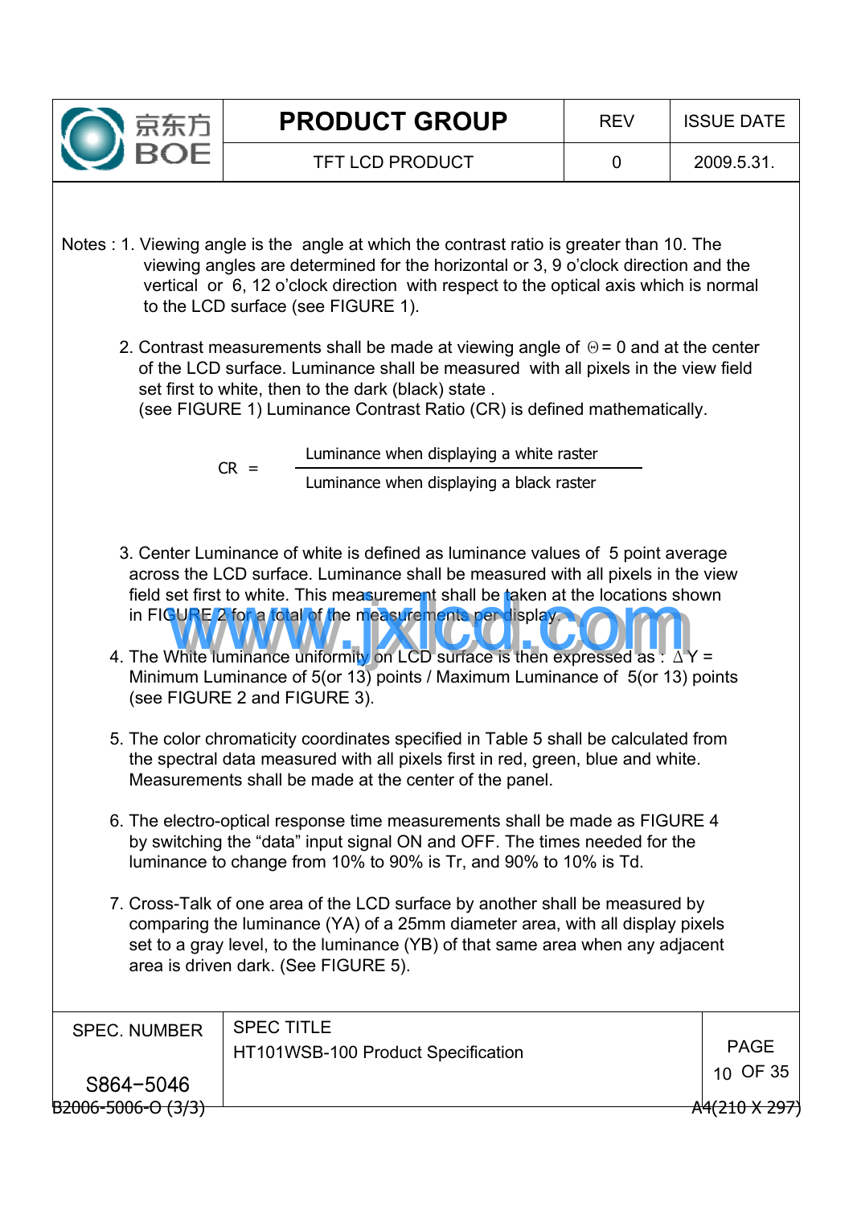Notes : 1. Viewing angle is the angle at which the contrast ratio is greater than 10. The viewing angles are determined for the horizontal or 3, 9 o'clock direction and the vertical or 6, 12 o'clock direction with respect to the optical axis which is normal to the LCD surface (see FIGURE 1).

2. Contrast measurements shall be made at viewing angle of $\Theta = 0$ and at the center of the LCD surface. Luminance shall be measured with all pixels in the view field set first to white, then to the dark (black) state . (see FIGURE 1) Luminance Contrast Ratio (CR) is defined mathematically.

$$CR = \frac{\text{Luminance when displaying a white raster}}{\text{Luminance when displaying a black raster}}$$

3. Center Luminance of white is defined as luminance values of 5 point average across the LCD surface. Luminance shall be measured with all pixels in the view field set first to white. This measurement shall be taken at the locations shown in FIGURE 2 for a total of the measurements per display.

4. The White luminance uniformity on LCD surface is then expressed as : $\Delta Y$ = Minimum Luminance of 5(or 13) points / Maximum Luminance of 5(or 13) points (see FIGURE 2 and FIGURE 3).

5. The color chromaticity coordinates specified in Table 5 shall be calculated from the spectral data measured with all pixels first in red, green, blue and white. Measurements shall be made at the center of the panel.

6. The electro-optical response time measurements shall be made as FIGURE 4 by switching the "data" input signal ON and OFF. The times needed for the luminance to change from 10% to 90% is Tr, and 90% to 10% is Td.

7. Cross-Talk of one area of the LCD surface by another shall be measured by comparing the luminance (YA) of a 25mm diameter area, with all display pixels set to a gray level, to the luminance (YB) of that same area when any adjacent area is driven dark. (See FIGURE 5).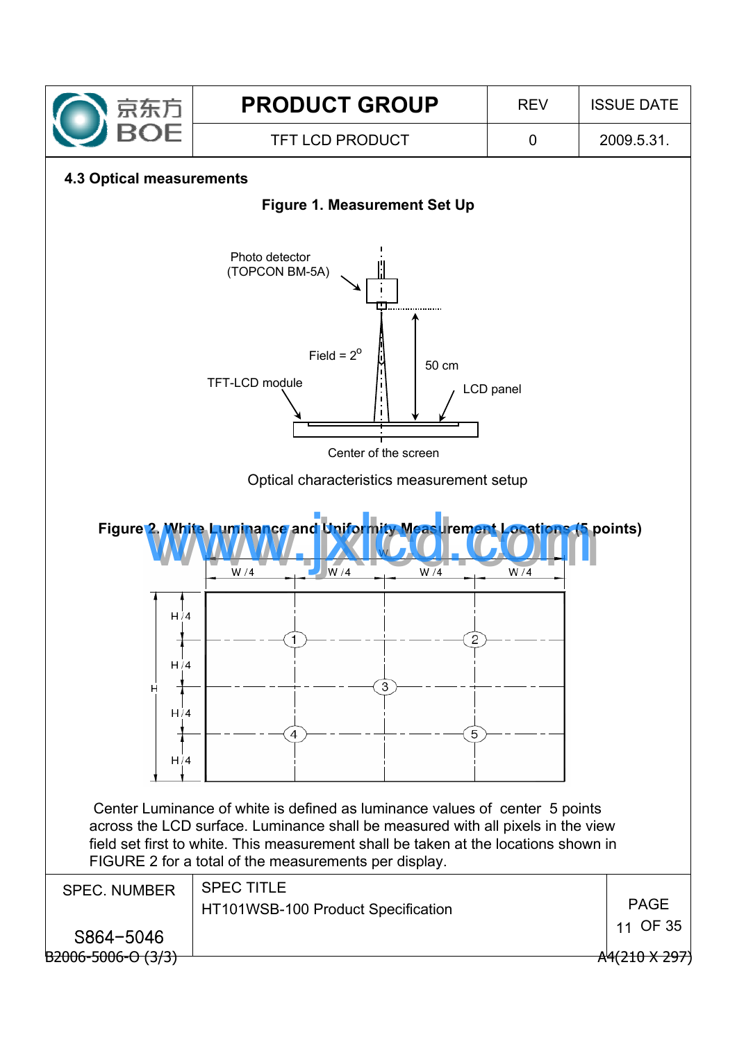## 4.3 Optical measurements

**Figure 1. Measurement Set Up**

Photo detector (TOPCON BM-5A)

Field = $2^o$

50 cm

TFT-LCD module

LCD panel

Center of the screen

Optical characteristics measurement setup

**Figure 2. White Luminance and Uniformity Measurement Locations (5 points)**

Center Luminance of white is defined as luminance values of center 5 points across the LCD surface. Luminance shall be measured with all pixels in the view field set first to white. This measurement shall be taken at the locations shown in FIGURE 2 for a total of the measurements per display.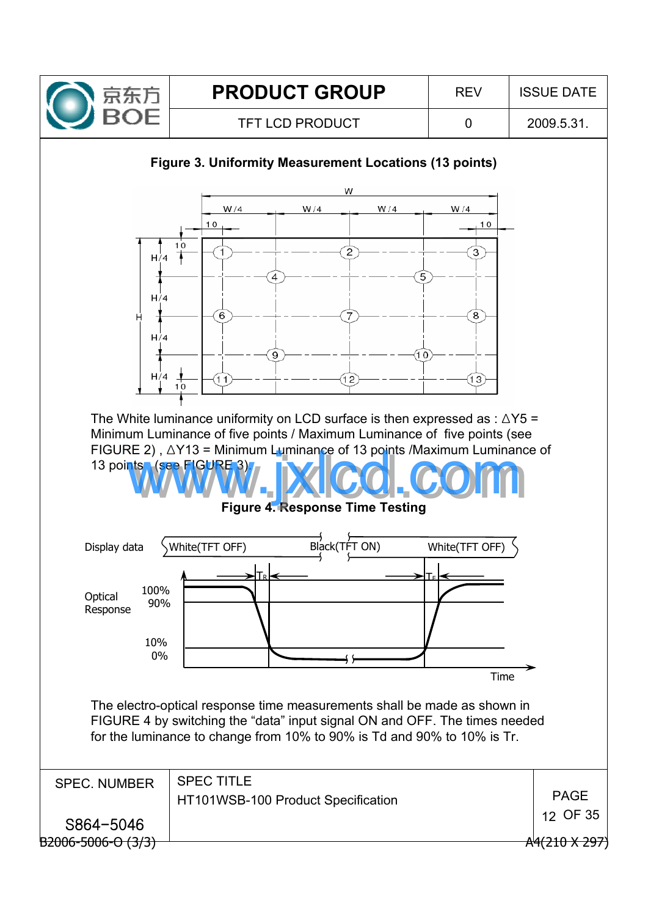**Figure 3. Uniformity Measurement Locations (13 points)**

The White luminance uniformity on LCD surface is then expressed as : ΔY5 = Minimum Luminance of five points / Maximum Luminance of five points (see FIGURE 2) , ΔY13 = Minimum Luminance of 13 points /Maximum Luminance of 13 points (see FIGURE 3).

**Figure 4. Response Time Testing**

The electro-optical response time measurements shall be made as shown in FIGURE 4 by switching the "data" input signal ON and OFF. The times needed for the luminance to change from 10% to 90% is Td and 90% to 10% is Tr.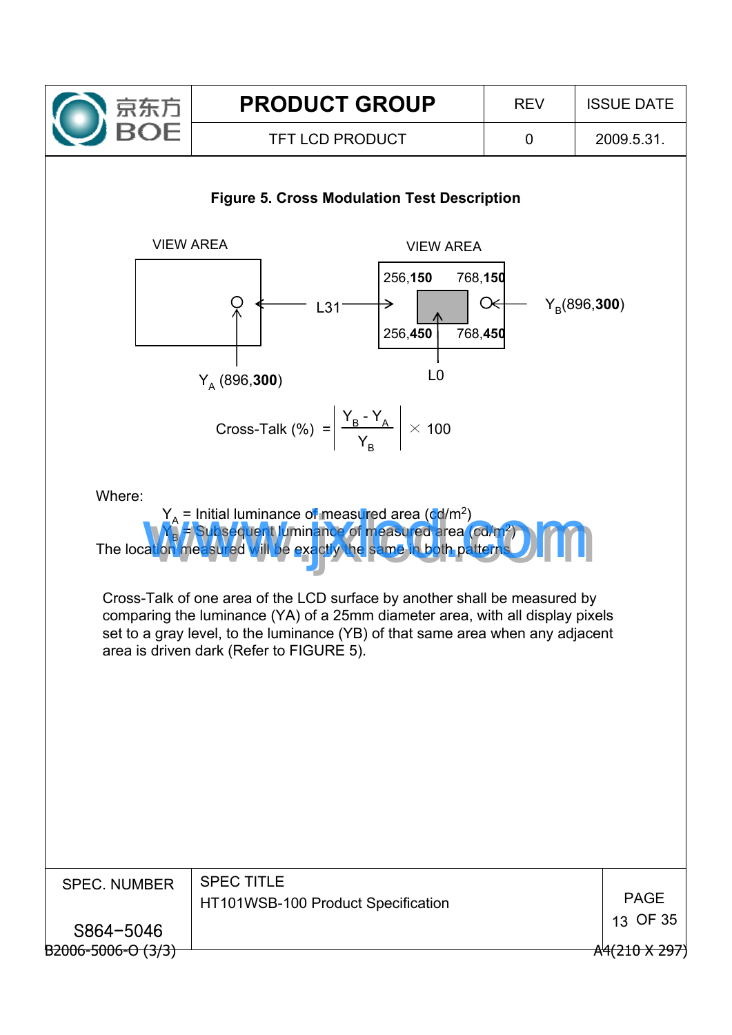**Figure 5. Cross Modulation Test Description**

VIEW AREA

VIEW AREA

256,**150** 768,**150**

256,**450** 768,**450**

L31

L0

$Y_A$ (896,**300**)

$Y_B$(896,**300**)

$$\text{Cross-Talk (\%)} = \left| \frac{Y_B - Y_A}{Y_B} \right| \times 100$$

Where:

$Y_A$ = Initial luminance of measured area (cd/m$^2$)

$Y_B$ = Subsequent luminance of measured area (cd/m$^2$)

The location measured will be exactly the same in both patterns

Cross-Talk of one area of the LCD surface by another shall be measured by comparing the luminance (YA) of a 25mm diameter area, with all display pixels set to a gray level, to the luminance (YB) of that same area when any adjacent area is driven dark (Refer to FIGURE 5).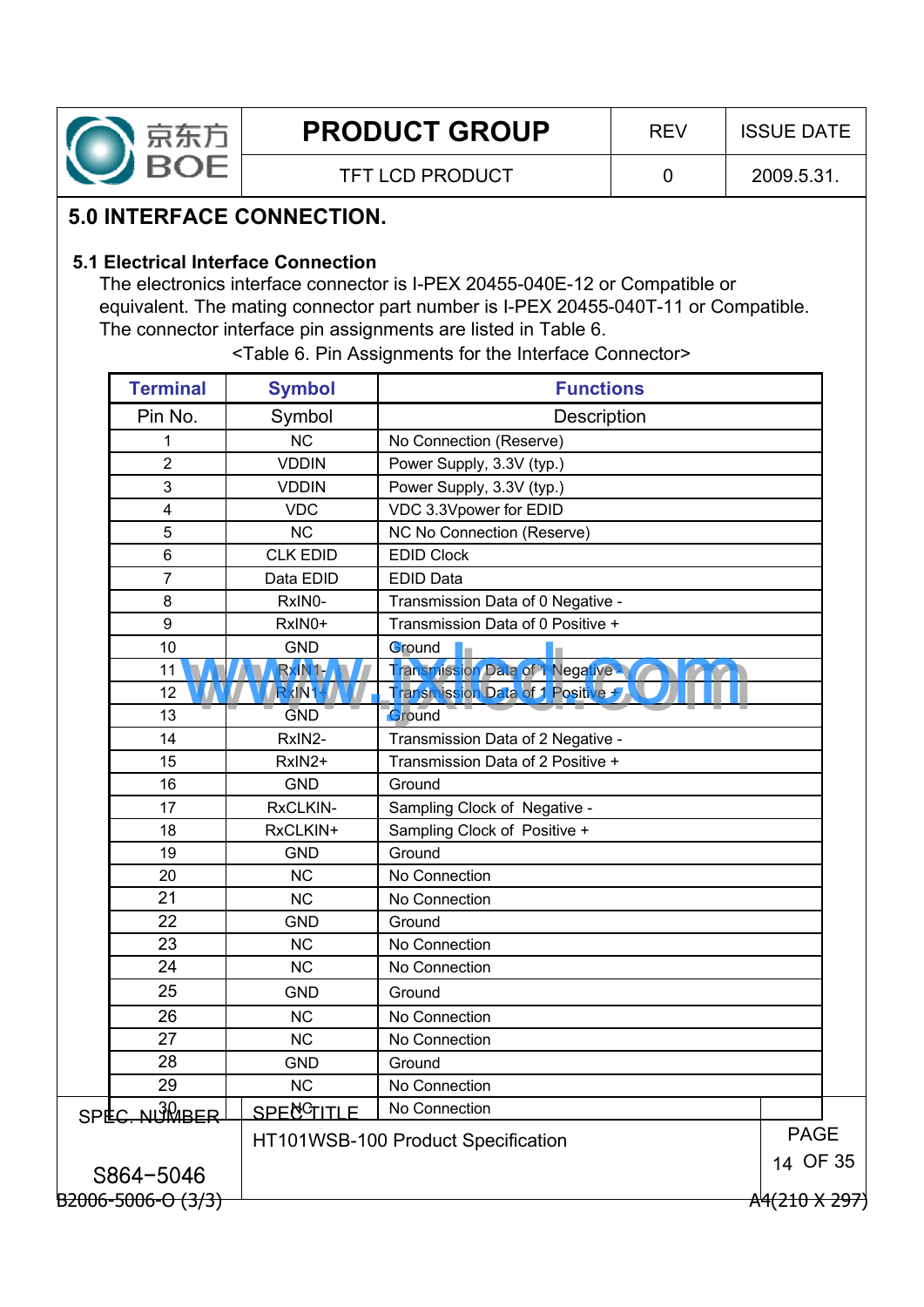# 5.0 INTERFACE CONNECTION.

## 5.1 Electrical Interface Connection

The electronics interface connector is I-PEX 20455-040E-12 or Compatible or equivalent. The mating connector part number is I-PEX 20455-040T-11 or Compatible. The connector interface pin assignments are listed in Table 6.

<Table 6. Pin Assignments for the Interface Connector>

| Terminal | Symbol | Functions |
|---|---|---|
| Pin No. | Symbol | Description |
| 1 | NC | No Connection (Reserve) |
| 2 | VDDIN | Power Supply, 3.3V (typ.) |
| 3 | VDDIN | Power Supply, 3.3V (typ.) |
| 4 | VDC | VDC 3.3Vpower for EDID |
| 5 | NC | NC No Connection (Reserve) |
| 6 | CLK EDID | EDID Clock |
| 7 | Data EDID | EDID Data |
| 8 | RxIN0- | Transmission Data of 0 Negative - |
| 9 | RxIN0+ | Transmission Data of 0 Positive + |
| 10 | GND | Ground |
| 11 | RxIN1- | Transmission Data of 1 Negative - |
| 12 | RxIN1+ | Transmission Data of 1 Positive + |
| 13 | GND | Ground |
| 14 | RxIN2- | Transmission Data of 2 Negative - |
| 15 | RxIN2+ | Transmission Data of 2 Positive + |
| 16 | GND | Ground |
| 17 | RxCLKIN- | Sampling Clock of Negative - |
| 18 | RxCLKIN+ | Sampling Clock of Positive + |
| 19 | GND | Ground |
| 20 | NC | No Connection |
| 21 | NC | No Connection |
| 22 | GND | Ground |
| 23 | NC | No Connection |
| 24 | NC | No Connection |
| 25 | GND | Ground |
| 26 | NC | No Connection |
| 27 | NC | No Connection |
| 28 | GND | Ground |
| 29 | NC | No Connection |
| 30 | NC | No Connection |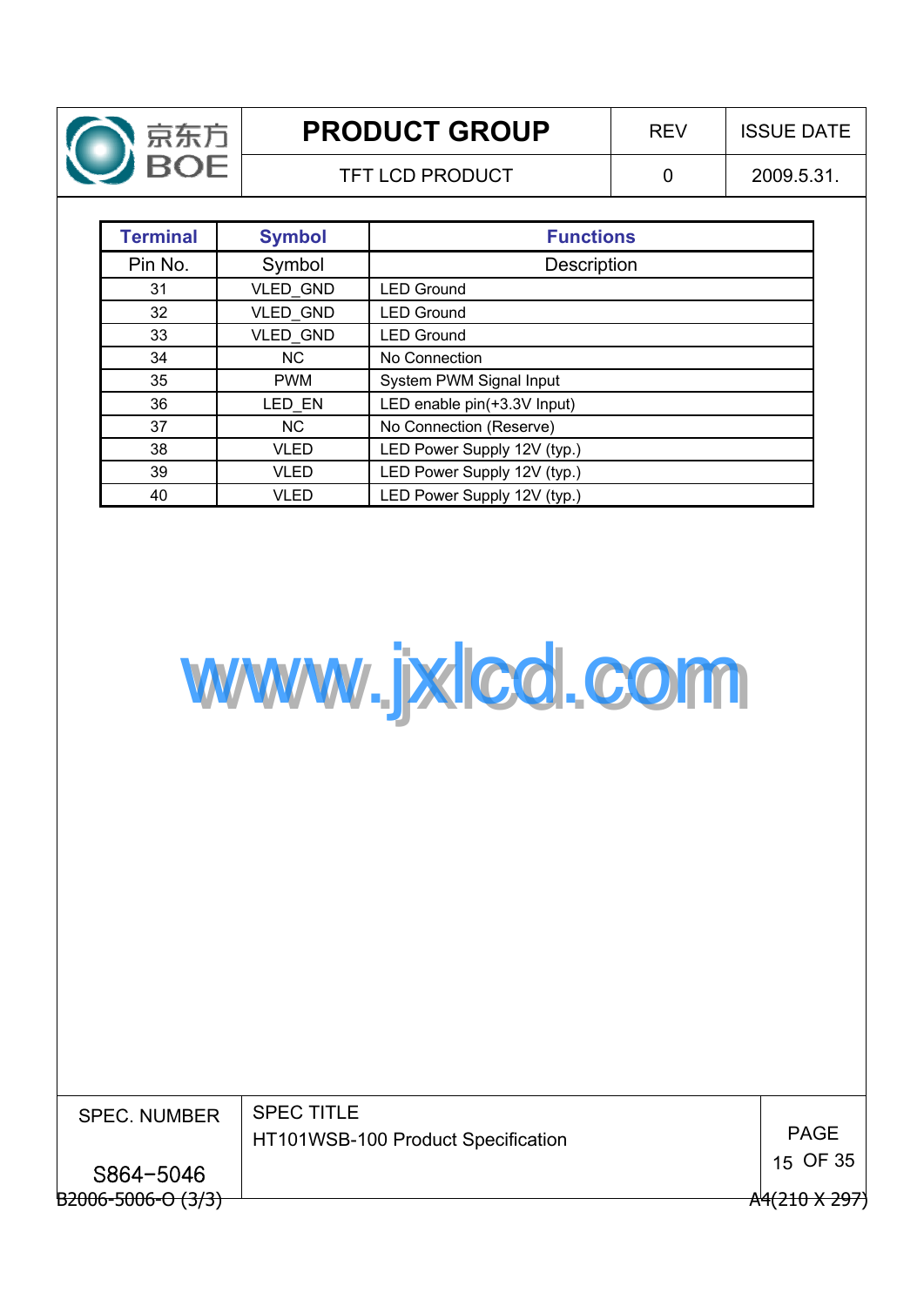| Terminal | Symbol | Functions |
|---|---|---|
| Pin No. | Symbol | Description |
| 31 | VLED_GND | LED Ground |
| 32 | VLED_GND | LED Ground |
| 33 | VLED_GND | LED Ground |
| 34 | NC | No Connection |
| 35 | PWM | System PWM Signal Input |
| 36 | LED_EN | LED enable pin(+3.3V Input) |
| 37 | NC | No Connection (Reserve) |
| 38 | VLED | LED Power Supply 12V (typ.) |
| 39 | VLED | LED Power Supply 12V (typ.) |
| 40 | VLED | LED Power Supply 12V (typ.) |

www.jxlcd.com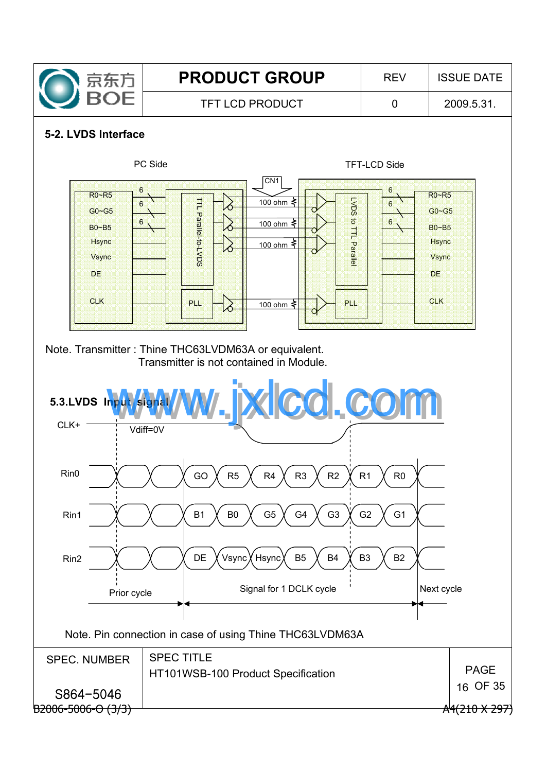## 5-2. LVDS Interface

PC Side

TFT-LCD Side

| PC Side signals | Bits |
|---|---|
| R0~R5 | 6 |
| G0~G5 | 6 |
| B0~B5 | 6 |
| Hsync | |
| Vsync | |
| DE | |
| CLK | |

TTL Parallel-to-LVDS — PLL — CN1 — 100 ohm (×4) — LVDS to TTL Parallel — PLL

Note. Transmitter : Thine THC63LVDM63A or equivalent.
Transmitter is not contained in Module.

## 5.3.LVDS Input signal

CLK+ Vdiff=0V

| | | | | | | | |
|---|---|---|---|---|---|---|---|
| Rin0 | GO | R5 | R4 | R3 | R2 | R1 | R0 |
| Rin1 | B1 | B0 | G5 | G4 | G3 | G2 | G1 |
| Rin2 | DE | Vsync | Hsync | B5 | B4 | B3 | B2 |

Prior cycle — Signal for 1 DCLK cycle — Next cycle

Note. Pin connection in case of using Thine THC63LVDM63A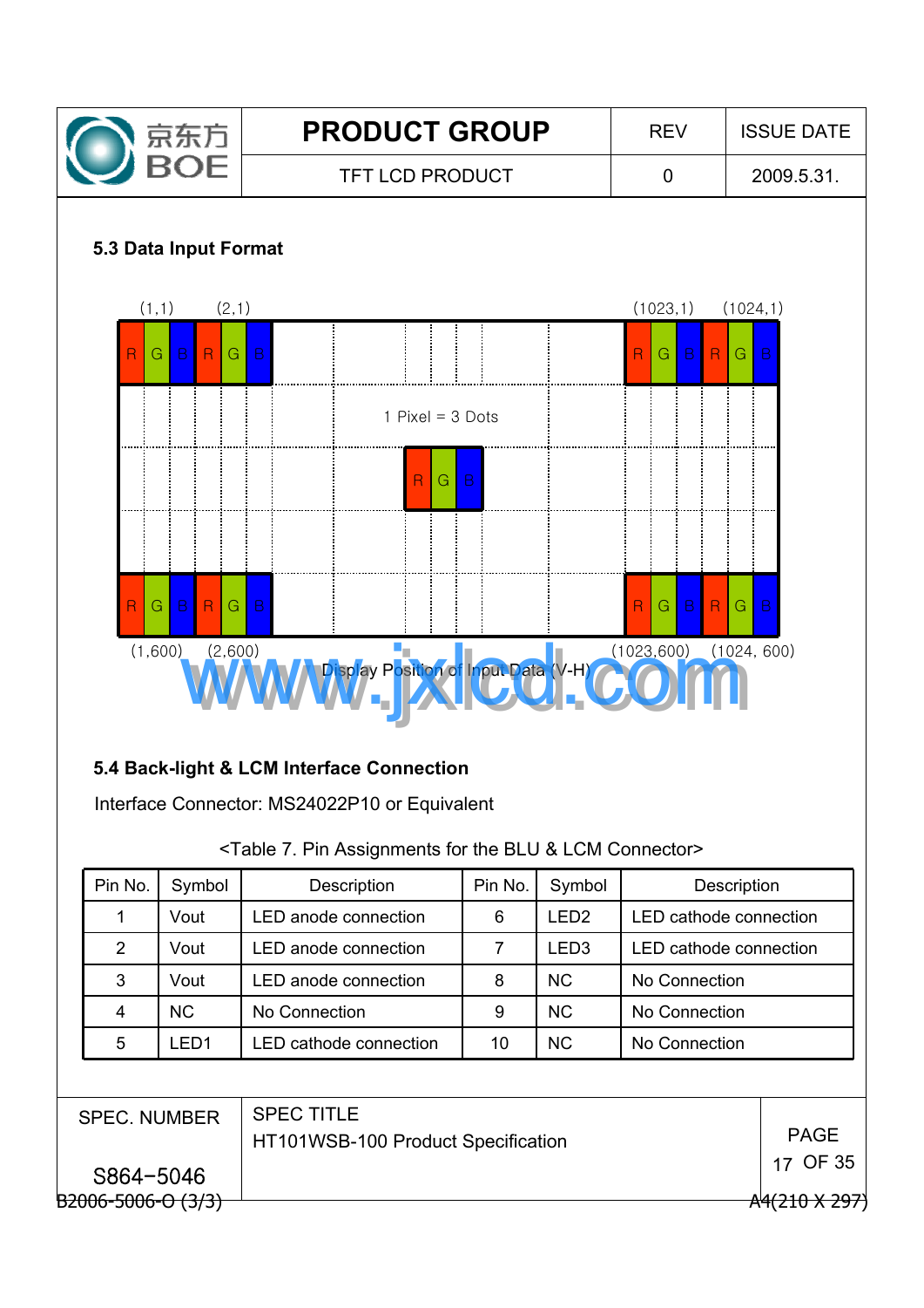## 5.3 Data Input Format

(1,1) (2,1) (1023,1) (1024,1)

| R | G | B | R | G | B | | | | R | G | B | R | G | B |
|---|---|---|---|---|---|---|---|---|---|---|---|---|---|---|

1 Pixel = 3 Dots

| R | G | B |
|---|---|---|

| R | G | B | R | G | B | | | | R | G | B | R | G | B |
|---|---|---|---|---|---|---|---|---|---|---|---|---|---|---|

(1,600) (2,600) (1023,600) (1024, 600)

Display Position of Input Data (V-H)

## 5.4 Back-light & LCM Interface Connection

Interface Connector: MS24022P10 or Equivalent

<Table 7. Pin Assignments for the BLU & LCM Connector>

| Pin No. | Symbol | Description | Pin No. | Symbol | Description |
|---|---|---|---|---|---|
| 1 | Vout | LED anode connection | 6 | LED2 | LED cathode connection |
| 2 | Vout | LED anode connection | 7 | LED3 | LED cathode connection |
| 3 | Vout | LED anode connection | 8 | NC | No Connection |
| 4 | NC | No Connection | 9 | NC | No Connection |
| 5 | LED1 | LED cathode connection | 10 | NC | No Connection |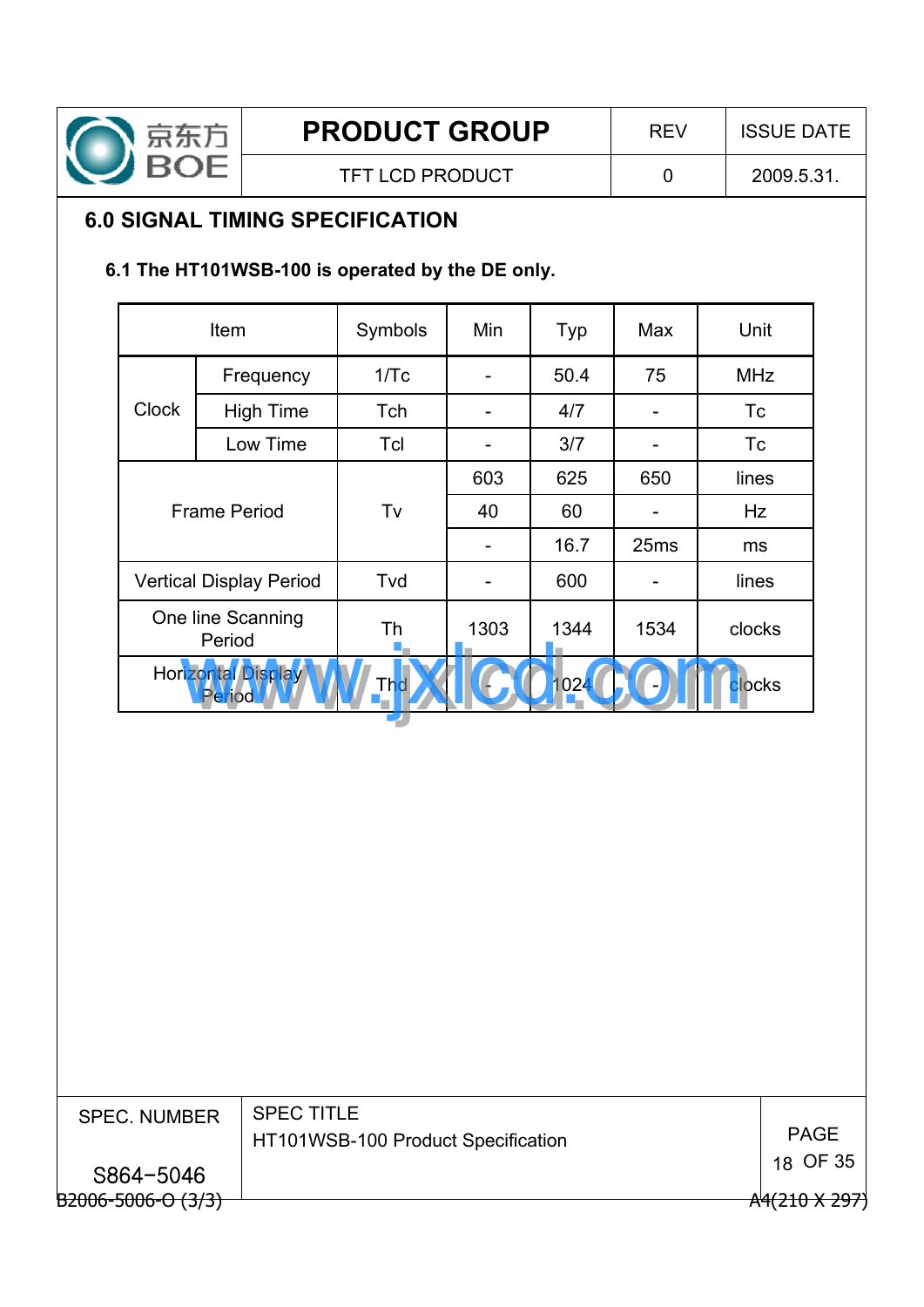## 6.0 SIGNAL TIMING SPECIFICATION

### 6.1 The HT101WSB-100 is operated by the DE only.

| Item | | Symbols | Min | Typ | Max | Unit |
|---|---|---|---|---|---|---|
| Clock | Frequency | 1/Tc | - | 50.4 | 75 | MHz |
| | High Time | Tch | - | 4/7 | - | Tc |
| | Low Time | Tcl | - | 3/7 | - | Tc |
| Frame Period | | Tv | 603 | 625 | 650 | lines |
| | | | 40 | 60 | - | Hz |
| | | | - | 16.7 | 25ms | ms |
| Vertical Display Period | | Tvd | - | 600 | - | lines |
| One line Scanning Period | | Th | 1303 | 1344 | 1534 | clocks |
| Horizontal Display Period | | Thd | - | 1024 | - | clocks |

SPEC. NUMBER S864-5046

SPEC TITLE HT101WSB-100 Product Specification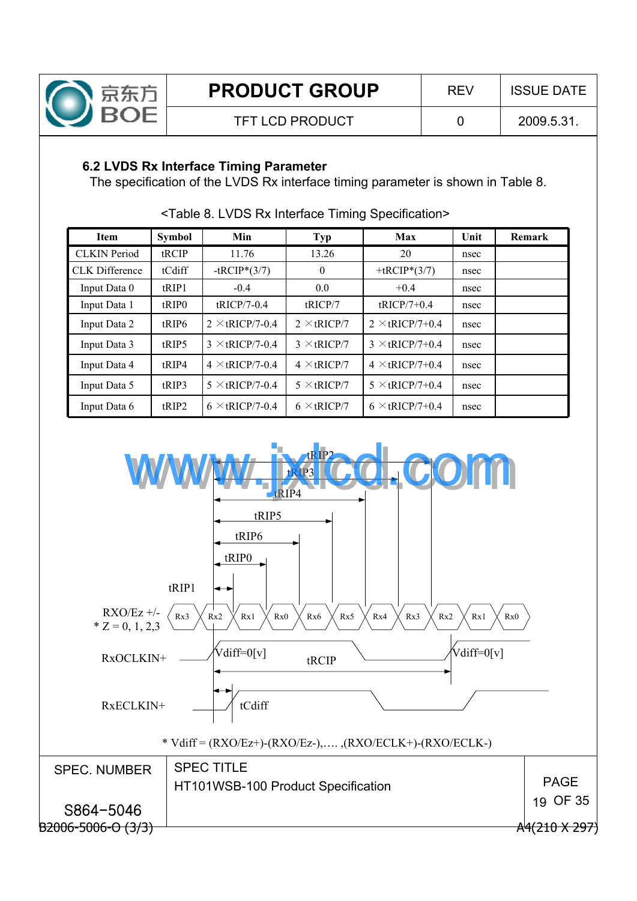### 6.2 LVDS Rx Interface Timing Parameter

The specification of the LVDS Rx interface timing parameter is shown in Table 8.

<Table 8. LVDS Rx Interface Timing Specification>

| Item | Symbol | Min | Typ | Max | Unit | Remark |
|---|---|---|---|---|---|---|
| CLKIN Period | tRCIP | 11.76 | 13.26 | 20 | nsec | |
| CLK Difference | tCdiff | -tRCIP*(3/7) | 0 | +tRCIP*(3/7) | nsec | |
| Input Data 0 | tRIP1 | -0.4 | 0.0 | +0.4 | nsec | |
| Input Data 1 | tRIP0 | tRICP/7-0.4 | tRICP/7 | tRICP/7+0.4 | nsec | |
| Input Data 2 | tRIP6 | 2 ×tRICP/7-0.4 | 2 ×tRICP/7 | 2 ×tRICP/7+0.4 | nsec | |
| Input Data 3 | tRIP5 | 3 ×tRICP/7-0.4 | 3 ×tRICP/7 | 3 ×tRICP/7+0.4 | nsec | |
| Input Data 4 | tRIP4 | 4 ×tRICP/7-0.4 | 4 ×tRICP/7 | 4 ×tRICP/7+0.4 | nsec | |
| Input Data 5 | tRIP3 | 5 ×tRICP/7-0.4 | 5 ×tRICP/7 | 5 ×tRICP/7+0.4 | nsec | |
| Input Data 6 | tRIP2 | 6 ×tRICP/7-0.4 | 6 ×tRICP/7 | 6 ×tRICP/7+0.4 | nsec | |

* Vdiff = (RXO/Ez+)-(RXO/Ez-),…. ,(RXO/ECLK+)-(RXO/ECLK-)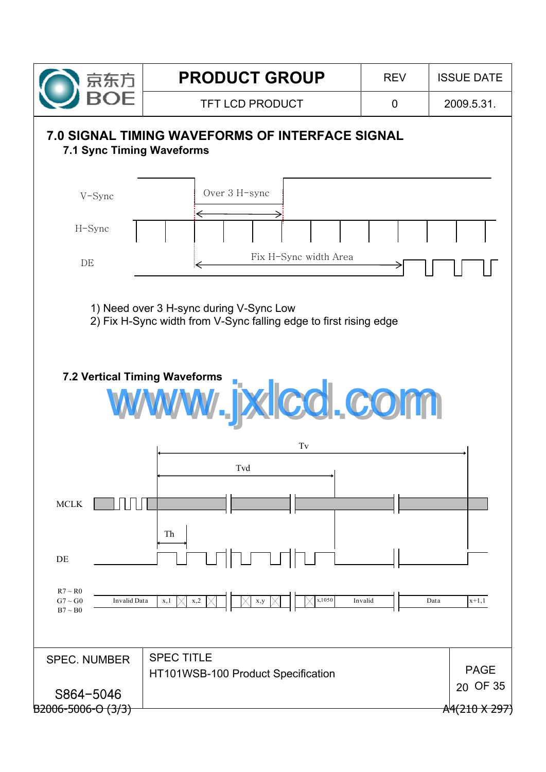## 7.0 SIGNAL TIMING WAVEFORMS OF INTERFACE SIGNAL

### 7.1 Sync Timing Waveforms

V-Sync

Over 3 H-sync

H-Sync

DE

Fix H-Sync width Area

1) Need over 3 H-sync during V-Sync Low
2) Fix H-Sync width from V-Sync falling edge to first rising edge

### 7.2 Vertical Timing Waveforms

Tv

Tvd

MCLK

Th

DE

R7 ~ R0
G7 ~ G0
B7 ~ B0

Invalid Data | x,1 | x,2 | x,y | x,1050 | Invalid | Data | x+1,1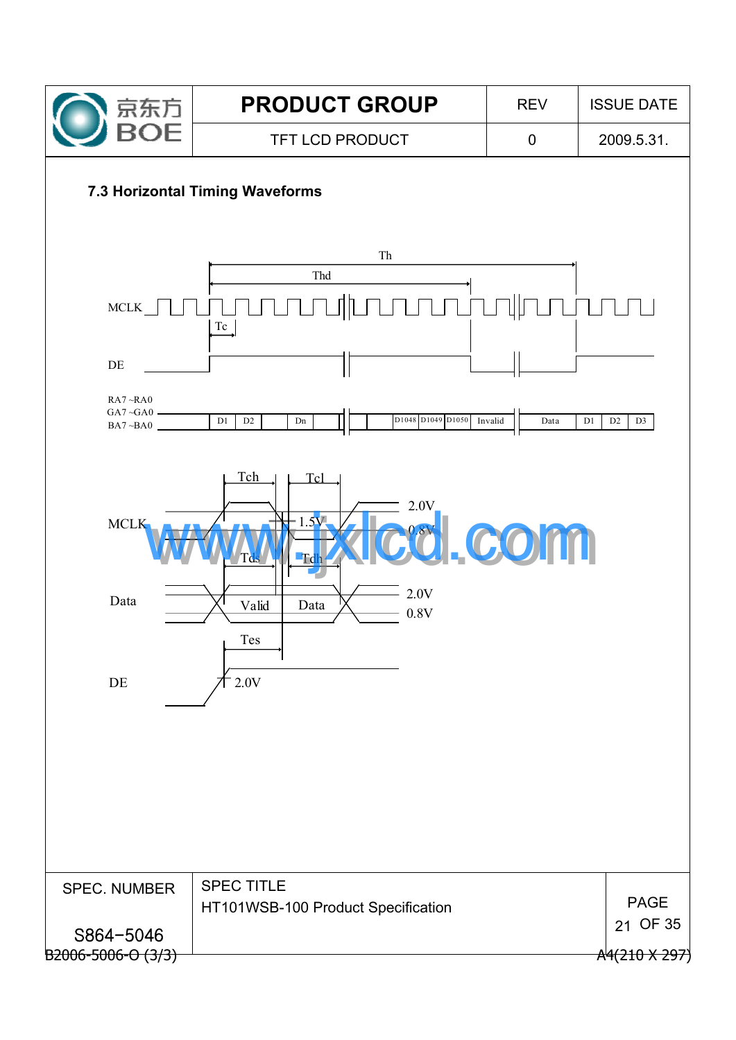### 7.3 Horizontal Timing Waveforms

Th

Thd

MCLK

Tc

DE

RA7 ~RA0
GA7 ~GA0
BA7 ~BA0

D1 D2 Dn D1048 D1049 D1050 Invalid Data D1 D2 D3

Tch Tcl

MCLK

2.0V
1.5V
0.8V

Tds Tdh

Data

Valid Data

2.0V
0.8V

Tes

DE

2.0V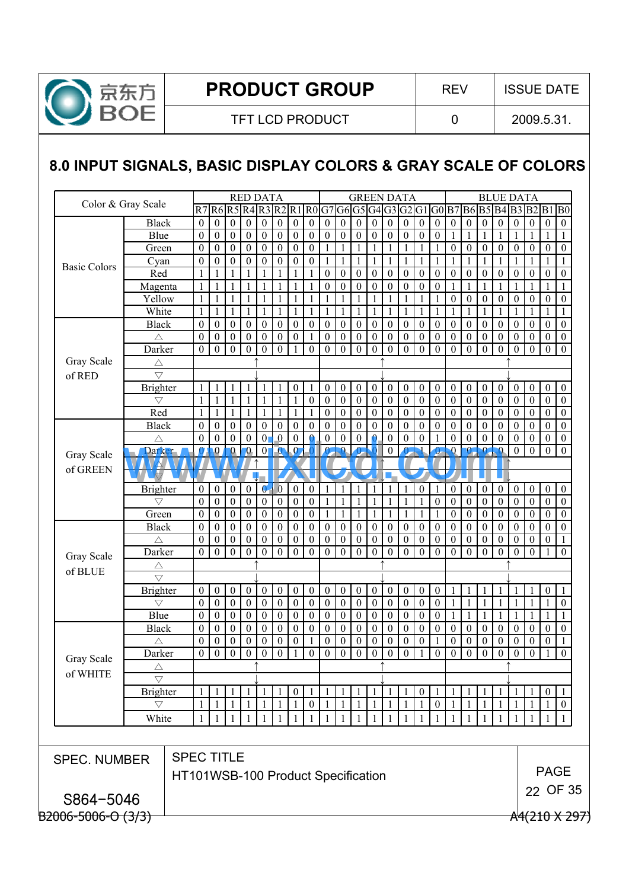## 8.0 INPUT SIGNALS, BASIC DISPLAY COLORS & GRAY SCALE OF COLORS

| Color & Gray Scale | | RED DATA | | | | | | | | GREEN DATA | | | | | | | | BLUE DATA | | | | | | | |
|---|---|---|---|---|---|---|---|---|---|---|---|---|---|---|---|---|---|---|---|---|---|---|---|---|---|
| | | R7 | R6 | R5 | R4 | R3 | R2 | R1 | R0 | G7 | G6 | G5 | G4 | G3 | G2 | G1 | G0 | B7 | B6 | B5 | B4 | B3 | B2 | B1 | B0 |
| Basic Colors | Black | 0 | 0 | 0 | 0 | 0 | 0 | 0 | 0 | 0 | 0 | 0 | 0 | 0 | 0 | 0 | 0 | 0 | 0 | 0 | 0 | 0 | 0 | 0 | 0 |
| | Blue | 0 | 0 | 0 | 0 | 0 | 0 | 0 | 0 | 0 | 0 | 0 | 0 | 0 | 0 | 0 | 0 | 1 | 1 | 1 | 1 | 1 | 1 | 1 | 1 |
| | Green | 0 | 0 | 0 | 0 | 0 | 0 | 0 | 0 | 1 | 1 | 1 | 1 | 1 | 1 | 1 | 1 | 0 | 0 | 0 | 0 | 0 | 0 | 0 | 0 |
| | Cyan | 0 | 0 | 0 | 0 | 0 | 0 | 0 | 0 | 1 | 1 | 1 | 1 | 1 | 1 | 1 | 1 | 1 | 1 | 1 | 1 | 1 | 1 | 1 | 1 |
| | Red | 1 | 1 | 1 | 1 | 1 | 1 | 1 | 1 | 0 | 0 | 0 | 0 | 0 | 0 | 0 | 0 | 0 | 0 | 0 | 0 | 0 | 0 | 0 | 0 |
| | Magenta | 1 | 1 | 1 | 1 | 1 | 1 | 1 | 1 | 0 | 0 | 0 | 0 | 0 | 0 | 0 | 0 | 1 | 1 | 1 | 1 | 1 | 1 | 1 | 1 |
| | Yellow | 1 | 1 | 1 | 1 | 1 | 1 | 1 | 1 | 1 | 1 | 1 | 1 | 1 | 1 | 1 | 1 | 0 | 0 | 0 | 0 | 0 | 0 | 0 | 0 |
| | White | 1 | 1 | 1 | 1 | 1 | 1 | 1 | 1 | 1 | 1 | 1 | 1 | 1 | 1 | 1 | 1 | 1 | 1 | 1 | 1 | 1 | 1 | 1 | 1 |
| Gray Scale of RED | Black | 0 | 0 | 0 | 0 | 0 | 0 | 0 | 0 | 0 | 0 | 0 | 0 | 0 | 0 | 0 | 0 | 0 | 0 | 0 | 0 | 0 | 0 | 0 | 0 |
| | △ | 0 | 0 | 0 | 0 | 0 | 0 | 0 | 1 | 0 | 0 | 0 | 0 | 0 | 0 | 0 | 0 | 0 | 0 | 0 | 0 | 0 | 0 | 0 | 0 |
| | Darker | 0 | 0 | 0 | 0 | 0 | 0 | 1 | 0 | 0 | 0 | 0 | 0 | 0 | 0 | 0 | 0 | 0 | 0 | 0 | 0 | 0 | 0 | 0 | 0 |
| | △ | ↑ | | | | | | | | ↑ | | | | | | | | ↑ | | | | | | | |
| | ▽ | ↓ | | | | | | | | ↓ | | | | | | | | ↓ | | | | | | | |
| | Brighter | 1 | 1 | 1 | 1 | 1 | 1 | 0 | 1 | 0 | 0 | 0 | 0 | 0 | 0 | 0 | 0 | 0 | 0 | 0 | 0 | 0 | 0 | 0 | 0 |
| | ▽ | 1 | 1 | 1 | 1 | 1 | 1 | 1 | 0 | 0 | 0 | 0 | 0 | 0 | 0 | 0 | 0 | 0 | 0 | 0 | 0 | 0 | 0 | 0 | 0 |
| | Red | 1 | 1 | 1 | 1 | 1 | 1 | 1 | 1 | 0 | 0 | 0 | 0 | 0 | 0 | 0 | 0 | 0 | 0 | 0 | 0 | 0 | 0 | 0 | 0 |
| Gray Scale of GREEN | Black | 0 | 0 | 0 | 0 | 0 | 0 | 0 | 0 | 0 | 0 | 0 | 0 | 0 | 0 | 0 | 0 | 0 | 0 | 0 | 0 | 0 | 0 | 0 | 0 |
| | △ | 0 | 0 | 0 | 0 | 0 | 0 | 0 | 0 | 0 | 0 | 0 | 0 | 0 | 0 | 0 | 1 | 0 | 0 | 0 | 0 | 0 | 0 | 0 | 0 |
| | Darker | 0 | 0 | 0 | 0 | 0 | 0 | 0 | 0 | 0 | 0 | 0 | 0 | 0 | 0 | 1 | 0 | 0 | 0 | 0 | 0 | 0 | 0 | 0 | 0 |
| | △ | ↑ | | | | | | | | ↑ | | | | | | | | ↑ | | | | | | | |
| | ▽ | ↓ | | | | | | | | ↓ | | | | | | | | ↓ | | | | | | | |
| | Brighter | 0 | 0 | 0 | 0 | 0 | 0 | 0 | 0 | 1 | 1 | 1 | 1 | 1 | 1 | 0 | 1 | 0 | 0 | 0 | 0 | 0 | 0 | 0 | 0 |
| | ▽ | 0 | 0 | 0 | 0 | 0 | 0 | 0 | 0 | 1 | 1 | 1 | 1 | 1 | 1 | 1 | 0 | 0 | 0 | 0 | 0 | 0 | 0 | 0 | 0 |
| | Green | 0 | 0 | 0 | 0 | 0 | 0 | 0 | 0 | 1 | 1 | 1 | 1 | 1 | 1 | 1 | 1 | 0 | 0 | 0 | 0 | 0 | 0 | 0 | 0 |
| Gray Scale of BLUE | Black | 0 | 0 | 0 | 0 | 0 | 0 | 0 | 0 | 0 | 0 | 0 | 0 | 0 | 0 | 0 | 0 | 0 | 0 | 0 | 0 | 0 | 0 | 0 | 0 |
| | △ | 0 | 0 | 0 | 0 | 0 | 0 | 0 | 0 | 0 | 0 | 0 | 0 | 0 | 0 | 0 | 0 | 0 | 0 | 0 | 0 | 0 | 0 | 0 | 1 |
| | Darker | 0 | 0 | 0 | 0 | 0 | 0 | 0 | 0 | 0 | 0 | 0 | 0 | 0 | 0 | 0 | 0 | 0 | 0 | 0 | 0 | 0 | 0 | 1 | 0 |
| | △ | ↑ | | | | | | | | ↑ | | | | | | | | ↑ | | | | | | | |
| | ▽ | ↓ | | | | | | | | ↓ | | | | | | | | ↓ | | | | | | | |
| | Brighter | 0 | 0 | 0 | 0 | 0 | 0 | 0 | 0 | 0 | 0 | 0 | 0 | 0 | 0 | 0 | 0 | 1 | 1 | 1 | 1 | 1 | 1 | 0 | 1 |
| | ▽ | 0 | 0 | 0 | 0 | 0 | 0 | 0 | 0 | 0 | 0 | 0 | 0 | 0 | 0 | 0 | 0 | 1 | 1 | 1 | 1 | 1 | 1 | 1 | 0 |
| | Blue | 0 | 0 | 0 | 0 | 0 | 0 | 0 | 0 | 0 | 0 | 0 | 0 | 0 | 0 | 0 | 0 | 1 | 1 | 1 | 1 | 1 | 1 | 1 | 1 |
| Gray Scale of WHITE | Black | 0 | 0 | 0 | 0 | 0 | 0 | 0 | 0 | 0 | 0 | 0 | 0 | 0 | 0 | 0 | 0 | 0 | 0 | 0 | 0 | 0 | 0 | 0 | 0 |
| | △ | 0 | 0 | 0 | 0 | 0 | 0 | 0 | 1 | 0 | 0 | 0 | 0 | 0 | 0 | 0 | 1 | 0 | 0 | 0 | 0 | 0 | 0 | 0 | 1 |
| | Darker | 0 | 0 | 0 | 0 | 0 | 0 | 1 | 0 | 0 | 0 | 0 | 0 | 0 | 0 | 1 | 0 | 0 | 0 | 0 | 0 | 0 | 0 | 1 | 0 |
| | △ | ↑ | | | | | | | | ↑ | | | | | | | | ↑ | | | | | | | |
| | ▽ | ↓ | | | | | | | | ↓ | | | | | | | | ↓ | | | | | | | |
| | Brighter | 1 | 1 | 1 | 1 | 1 | 1 | 0 | 1 | 1 | 1 | 1 | 1 | 1 | 1 | 0 | 1 | 1 | 1 | 1 | 1 | 1 | 1 | 0 | 1 |
| | ▽ | 1 | 1 | 1 | 1 | 1 | 1 | 1 | 0 | 1 | 1 | 1 | 1 | 1 | 1 | 1 | 0 | 1 | 1 | 1 | 1 | 1 | 1 | 1 | 0 |
| | White | 1 | 1 | 1 | 1 | 1 | 1 | 1 | 1 | 1 | 1 | 1 | 1 | 1 | 1 | 1 | 1 | 1 | 1 | 1 | 1 | 1 | 1 | 1 | 1 |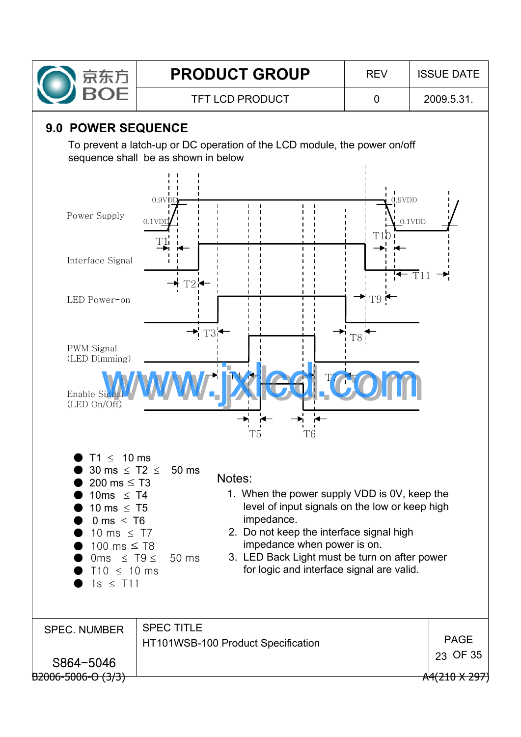## 9.0 POWER SEQUENCE

To prevent a latch-up or DC operation of the LCD module, the power on/off sequence shall be as shown in below

- T1 ≤ 10 ms
- 30 ms ≤ T2 ≤ 50 ms
- 200 ms ≤ T3
- 10ms ≤ T4
- 10 ms ≤ T5
- 0 ms ≤ T6
- 10 ms ≤ T7
- 100 ms ≤ T8
- 0ms ≤ T9 ≤ 50 ms
- T10 ≤ 10 ms
- 1s ≤ T11

Notes:

1. When the power supply VDD is 0V, keep the level of input signals on the low or keep high impedance.
2. Do not keep the interface signal high impedance when power is on.
3. LED Back Light must be turn on after power for logic and interface signal are valid.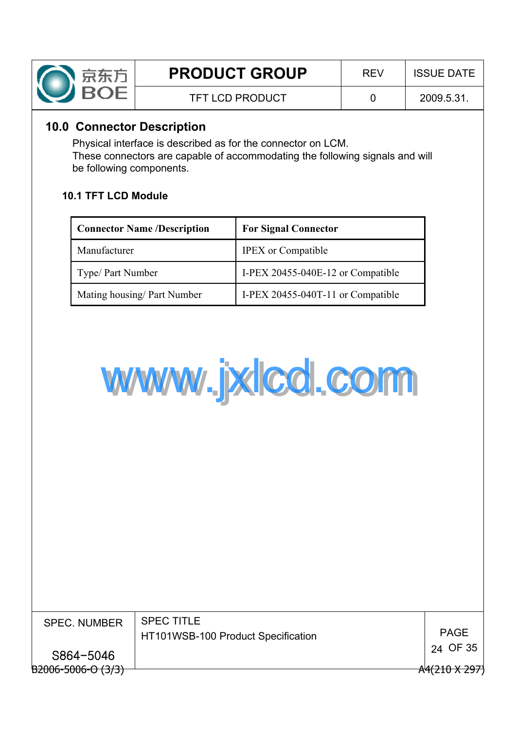## 10.0 Connector Description

Physical interface is described as for the connector on LCM.
These connectors are capable of accommodating the following signals and will be following components.

### 10.1 TFT LCD Module

| Connector Name /Description | For Signal Connector |
|---|---|
| Manufacturer | IPEX or Compatible |
| Type/ Part Number | I-PEX 20455-040E-12 or Compatible |
| Mating housing/ Part Number | I-PEX 20455-040T-11 or Compatible |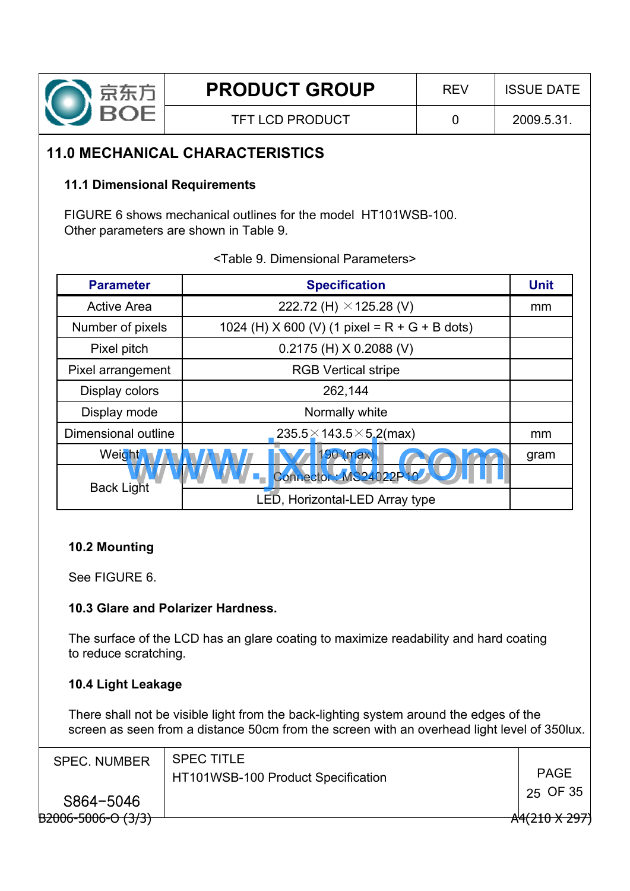## 11.0 MECHANICAL CHARACTERISTICS

### 11.1 Dimensional Requirements

FIGURE 6 shows mechanical outlines for the model HT101WSB-100.
Other parameters are shown in Table 9.

<Table 9. Dimensional Parameters>

| Parameter | Specification | Unit |
|---|---|---|
| Active Area | 222.72 (H) × 125.28 (V) | mm |
| Number of pixels | 1024 (H) X 600 (V) (1 pixel = R + G + B dots) | |
| Pixel pitch | 0.2175 (H) X 0.2088 (V) | |
| Pixel arrangement | RGB Vertical stripe | |
| Display colors | 262,144 | |
| Display mode | Normally white | |
| Dimensional outline | 235.5×143.5×5.2(max) | mm |
| Weight | 190 (max) | gram |
| Back Light | Connector : MS24022P10 | |
| | LED, Horizontal-LED Array type | |

### 10.2 Mounting

See FIGURE 6.

### 10.3 Glare and Polarizer Hardness.

The surface of the LCD has an glare coating to maximize readability and hard coating to reduce scratching.

### 10.4 Light Leakage

There shall not be visible light from the back-lighting system around the edges of the screen as seen from a distance 50cm from the screen with an overhead light level of 350lux.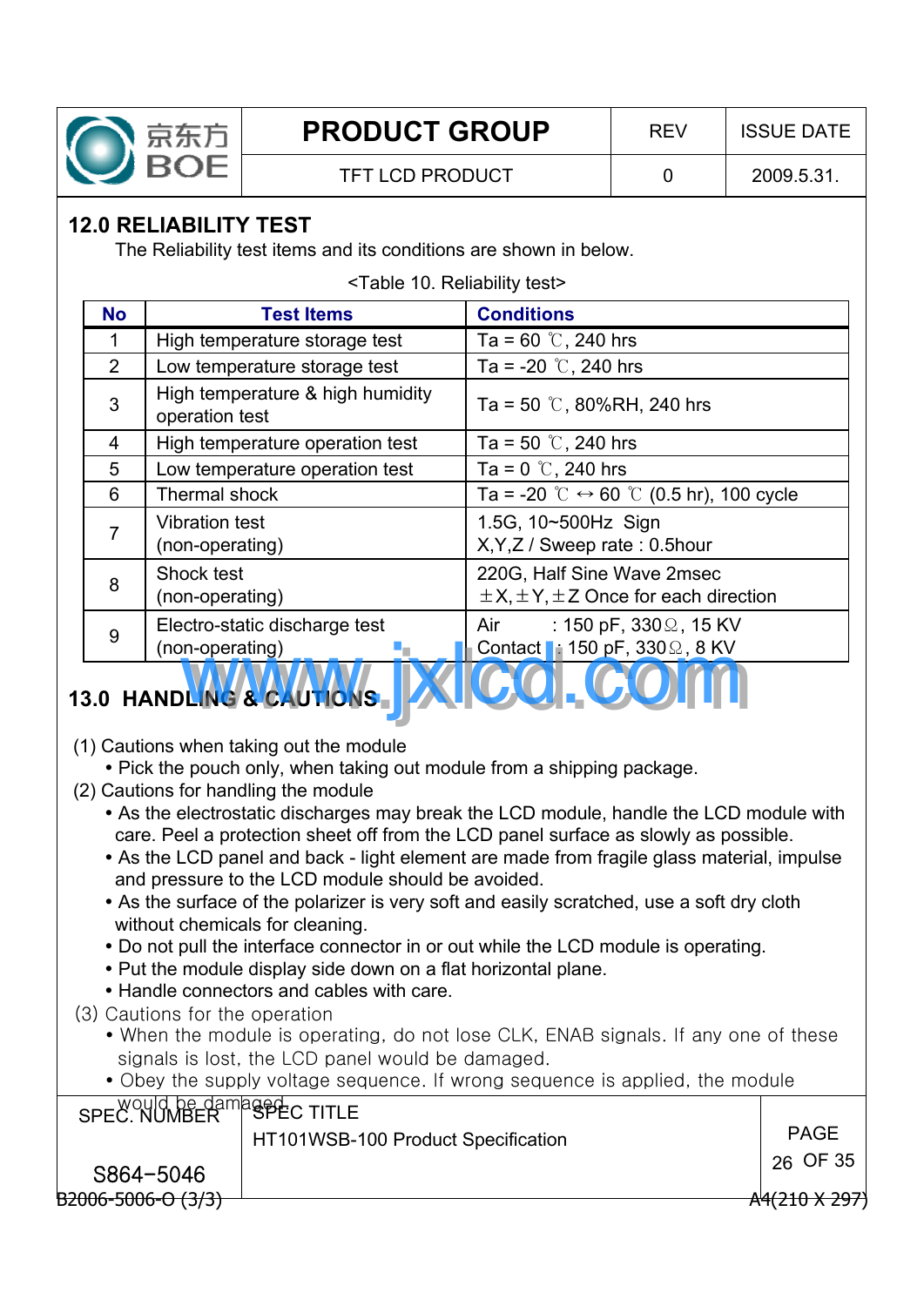## 12.0 RELIABILITY TEST

The Reliability test items and its conditions are shown in below.

<Table 10. Reliability test>

| No | Test Items | Conditions |
|---|---|---|
| 1 | High temperature storage test | Ta = 60 ℃, 240 hrs |
| 2 | Low temperature storage test | Ta = -20 ℃, 240 hrs |
| 3 | High temperature & high humidity operation test | Ta = 50 ℃, 80%RH, 240 hrs |
| 4 | High temperature operation test | Ta = 50 ℃, 240 hrs |
| 5 | Low temperature operation test | Ta = 0 ℃, 240 hrs |
| 6 | Thermal shock | Ta = -20 ℃ ↔ 60 ℃ (0.5 hr), 100 cycle |
| 7 | Vibration test (non-operating) | 1.5G, 10~500Hz Sign X,Y,Z / Sweep rate : 0.5hour |
| 8 | Shock test (non-operating) | 220G, Half Sine Wave 2msec ±X,±Y,±Z Once for each direction |
| 9 | Electro-static discharge test (non-operating) | Air : 150 pF, 330Ω, 15 KV<br>Contact : 150 pF, 330Ω, 8 KV |

## 13.0 HANDLING & CAUTIONS

(1) Cautions when taking out the module
- Pick the pouch only, when taking out module from a shipping package.

(2) Cautions for handling the module
- As the electrostatic discharges may break the LCD module, handle the LCD module with care. Peel a protection sheet off from the LCD panel surface as slowly as possible.
- As the LCD panel and back - light element are made from fragile glass material, impulse and pressure to the LCD module should be avoided.
- As the surface of the polarizer is very soft and easily scratched, use a soft dry cloth without chemicals for cleaning.
- Do not pull the interface connector in or out while the LCD module is operating.
- Put the module display side down on a flat horizontal plane.
- Handle connectors and cables with care.

(3) Cautions for the operation
- When the module is operating, do not lose CLK, ENAB signals. If any one of these signals is lost, the LCD panel would be damaged.
- Obey the supply voltage sequence. If wrong sequence is applied, the module would be damaged.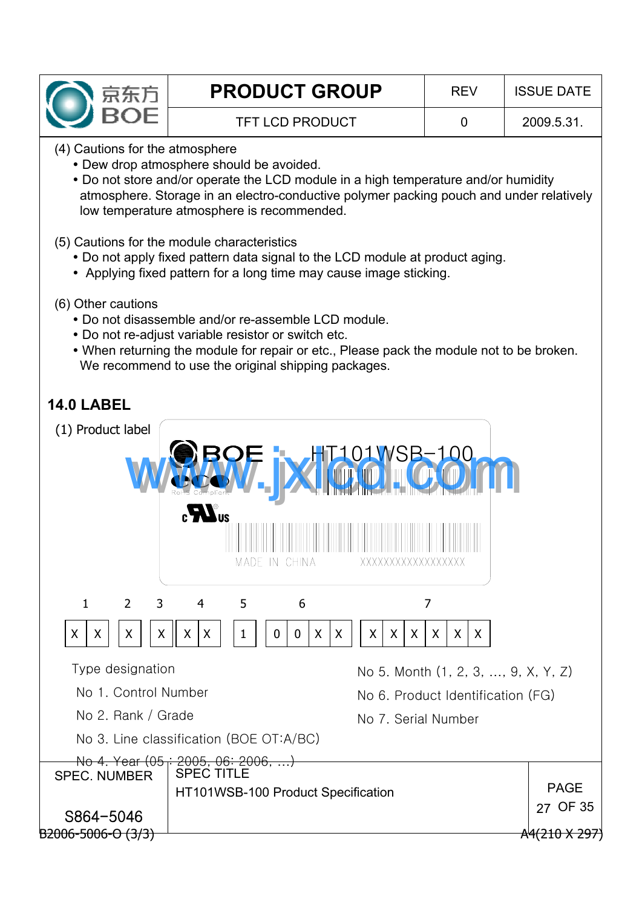(4) Cautions for the atmosphere

- Dew drop atmosphere should be avoided.
- Do not store and/or operate the LCD module in a high temperature and/or humidity atmosphere. Storage in an electro-conductive polymer packing pouch and under relatively low temperature atmosphere is recommended.

(5) Cautions for the module characteristics

- Do not apply fixed pattern data signal to the LCD module at product aging.
- Applying fixed pattern for a long time may cause image sticking.

(6) Other cautions

- Do not disassemble and/or re-assemble LCD module.
- Do not re-adjust variable resistor or switch etc.
- When returning the module for repair or etc., Please pack the module not to be broken. We recommend to use the original shipping packages.

## 14.0 LABEL

(1) Product label

BOE HT101WSB-100

RoHS Compliant

c UL us

MADE IN CHINA XXXXXXXXXXXXXXXXXX

| 1 | | 2 | 3 | 4 | | 5 | 6 | | | | 7 | | | | | |
|---|---|---|---|---|---|---|---|---|---|---|---|---|---|---|---|---|
| X | X | X | X | X | X | 1 | 0 | 0 | X | X | X | X | X | X | X | X |

Type designation

No 1. Control Number

No 2. Rank / Grade

No 3. Line classification (BOE OT:A/BC)

No 4. Year (05 : 2005, 06: 2006, …)

No 5. Month (1, 2, 3, …, 9, X, Y, Z)

No 6. Product Identification (FG)

No 7. Serial Number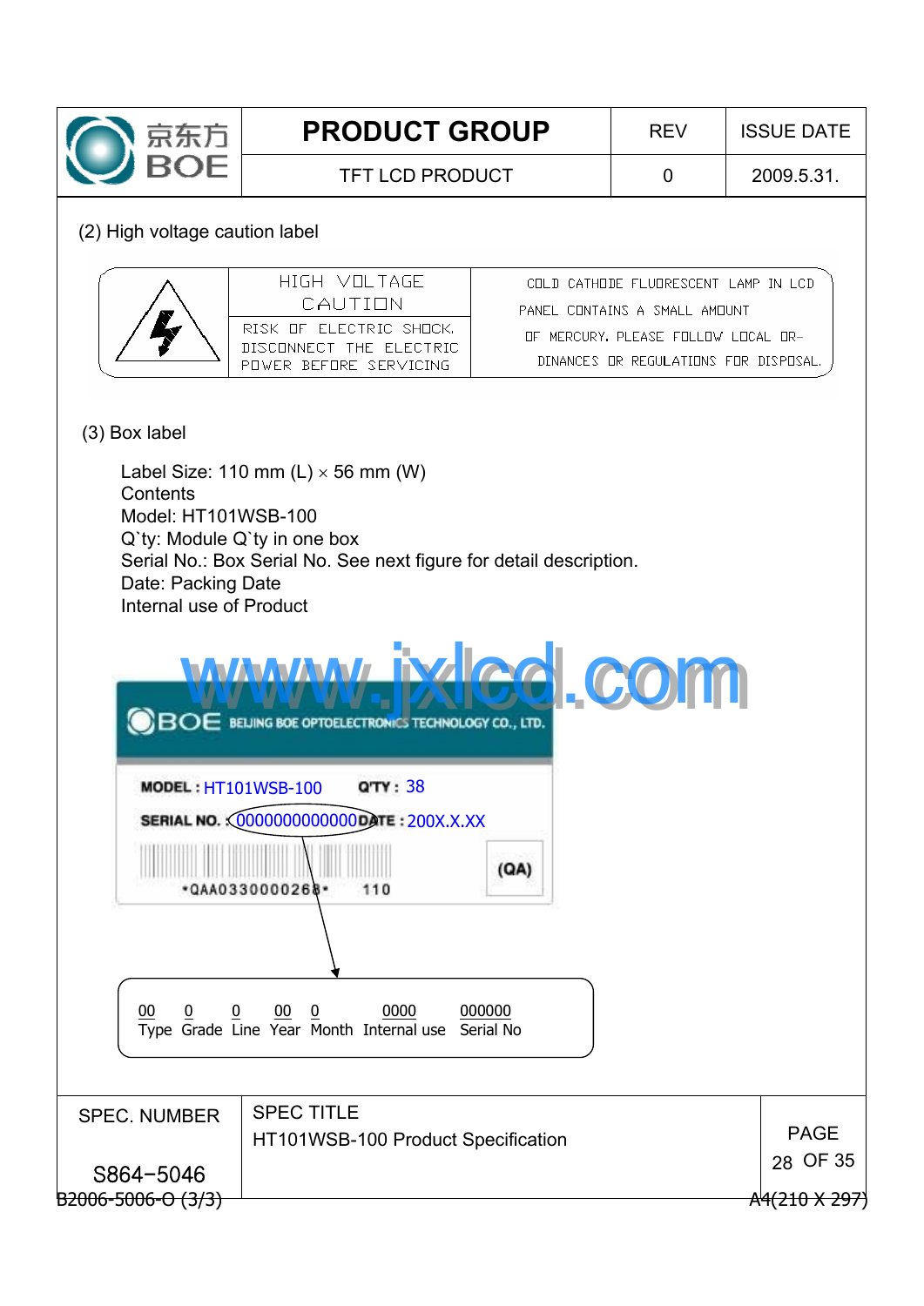(2) High voltage caution label

| | HIGH VOLTAGE CAUTION | COLD CATHODE FLUORESCENT LAMP IN LCD PANEL CONTAINS A SMALL AMOUNT OF MERCURY. PLEASE FOLLOW LOCAL ORDINANCES OR REGULATIONS FOR DISPOSAL. |
|---|---|---|
| | RISK OF ELECTRIC SHOCK. DISCONNECT THE ELECTRIC POWER BEFORE SERVICING | |

(3) Box label

Label Size: 110 mm (L) × 56 mm (W)
Contents
Model: HT101WSB-100
Q`ty: Module Q`ty in one box
Serial No.: Box Serial No. See next figure for detail description.
Date: Packing Date
Internal use of Product

BOE BEIJING BOE OPTOELECTRONICS TECHNOLOGY CO., LTD.

MODEL : HT101WSB-100 Q'TY : 38

SERIAL NO. : 00000000000000 DATE : 200X.X.XX

\*QAA0330000268\* 110 (QA)

| 00 | 0 | 0 | 00 | 0 | 0000 | 000000 |
|---|---|---|---|---|---|---|
| Type | Grade | Line | Year | Month | Internal use | Serial No |

SPEC. NUMBER: S864-5046

SPEC TITLE: HT101WSB-100 Product Specification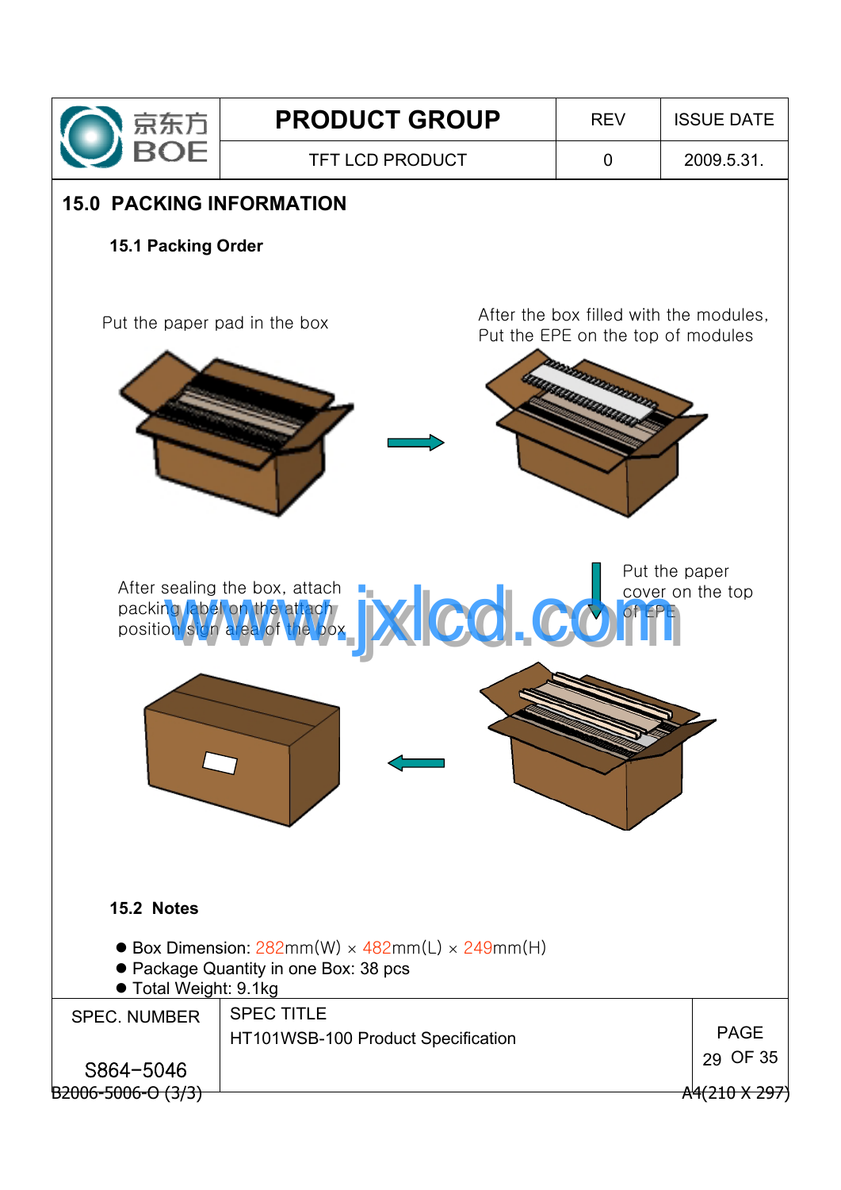## 15.0 PACKING INFORMATION

### 15.1 Packing Order

Put the paper pad in the box

After the box filled with the modules, Put the EPE on the top of modules

Put the paper cover on the top of EPE

After sealing the box, attach packing label on the attach position sign area of the box

### 15.2 Notes

- Box Dimension: 282mm(W) × 482mm(L) × 249mm(H)
- Package Quantity in one Box: 38 pcs
- Total Weight: 9.1kg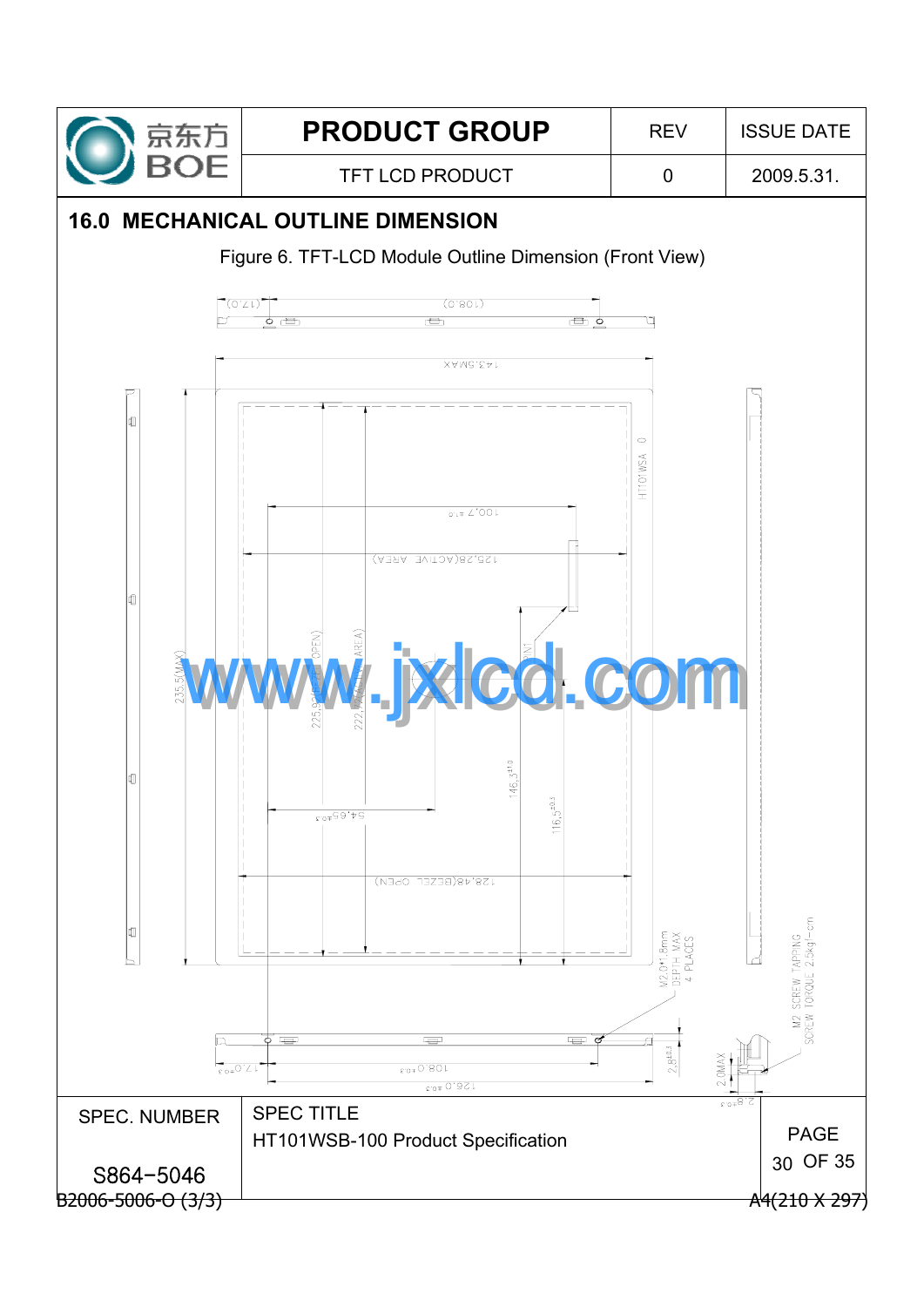## 16.0 MECHANICAL OUTLINE DIMENSION

Figure 6. TFT-LCD Module Outline Dimension (Front View)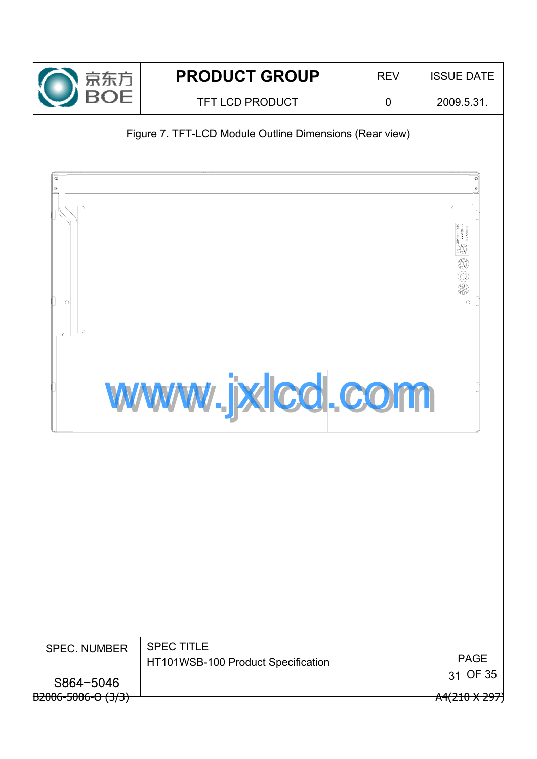Figure 7. TFT-LCD Module Outline Dimensions (Rear view)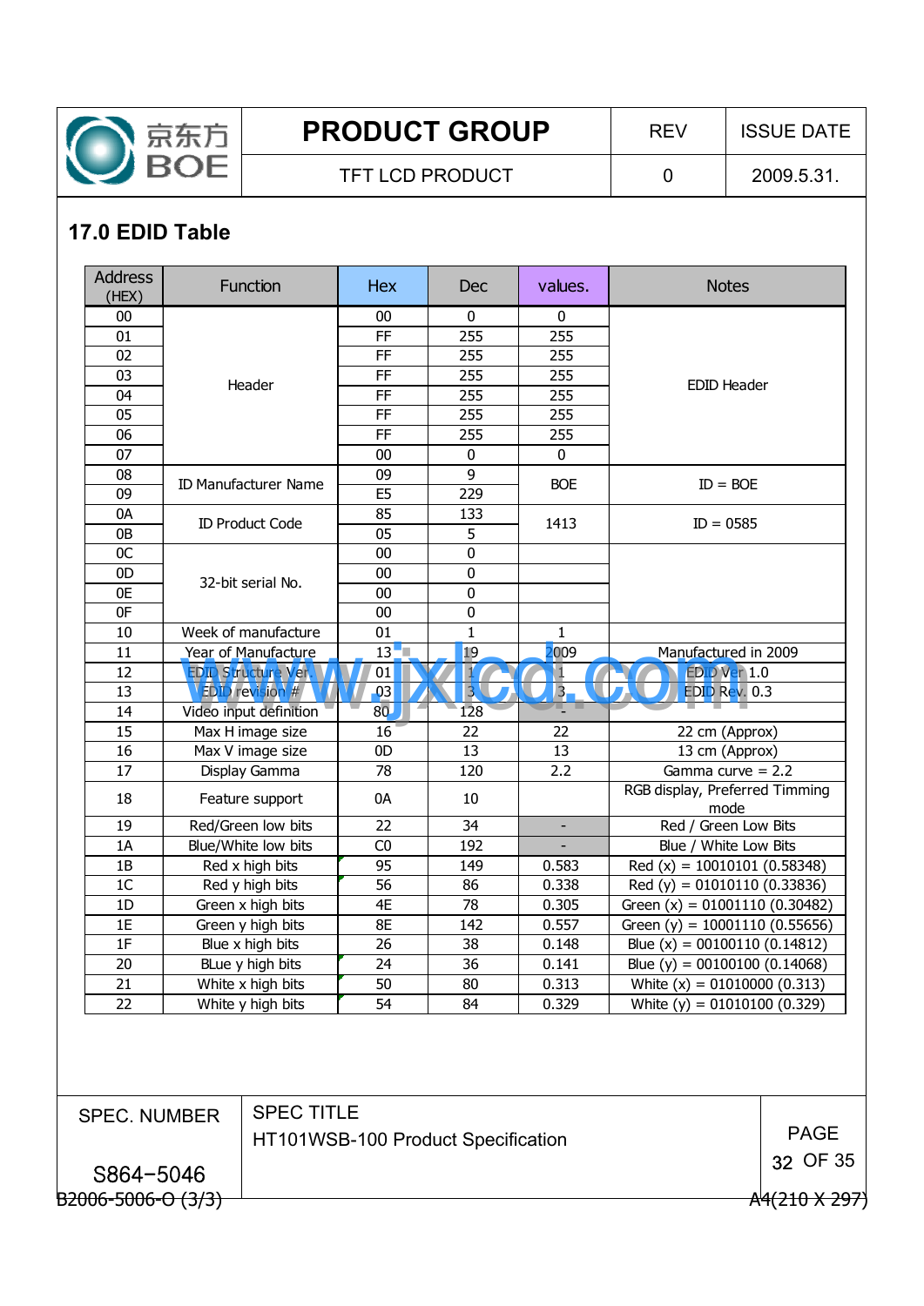## 17.0 EDID Table

| Address (HEX) | Function | Hex | Dec | values. | Notes |
|---|---|---|---|---|---|
| 00 | Header | 00 | 0 | 0 | EDID Header |
| 01 | | FF | 255 | 255 | |
| 02 | | FF | 255 | 255 | |
| 03 | | FF | 255 | 255 | |
| 04 | | FF | 255 | 255 | |
| 05 | | FF | 255 | 255 | |
| 06 | | FF | 255 | 255 | |
| 07 | | 00 | 0 | 0 | |
| 08 | ID Manufacturer Name | 09 | 9 | BOE | ID = BOE |
| 09 | | E5 | 229 | | |
| 0A | ID Product Code | 85 | 133 | 1413 | ID = 0585 |
| 0B | | 05 | 5 | | |
| 0C | 32-bit serial No. | 00 | 0 | | |
| 0D | | 00 | 0 | | |
| 0E | | 00 | 0 | | |
| 0F | | 00 | 0 | | |
| 10 | Week of manufacture | 01 | 1 | 1 | |
| 11 | Year of Manufacture | 13 | 19 | 2009 | Manufactured in 2009 |
| 12 | EDID Structure Ver. | 01 | 1 | 1 | EDID Ver 1.0 |
| 13 | EDID revision # | 03 | 3 | 3 | EDID Rev. 0.3 |
| 14 | Video input definition | 80 | 128 | - | |
| 15 | Max H image size | 16 | 22 | 22 | 22 cm (Approx) |
| 16 | Max V image size | 0D | 13 | 13 | 13 cm (Approx) |
| 17 | Display Gamma | 78 | 120 | 2.2 | Gamma curve = 2.2 |
| 18 | Feature support | 0A | 10 | | RGB display, Preferred Timming mode |
| 19 | Red/Green low bits | 22 | 34 | - | Red / Green Low Bits |
| 1A | Blue/White low bits | C0 | 192 | - | Blue / White Low Bits |
| 1B | Red x high bits | 95 | 149 | 0.583 | Red (x) = 10010101 (0.58348) |
| 1C | Red y high bits | 56 | 86 | 0.338 | Red (y) = 01010110 (0.33836) |
| 1D | Green x high bits | 4E | 78 | 0.305 | Green (x) = 01001110 (0.30482) |
| 1E | Green y high bits | 8E | 142 | 0.557 | Green (y) = 10001110 (0.55656) |
| 1F | Blue x high bits | 26 | 38 | 0.148 | Blue (x) = 00100110 (0.14812) |
| 20 | BLue y high bits | 24 | 36 | 0.141 | Blue (y) = 00100100 (0.14068) |
| 21 | White x high bits | 50 | 80 | 0.313 | White (x) = 01010000 (0.313) |
| 22 | White y high bits | 54 | 84 | 0.329 | White (y) = 01010100 (0.329) |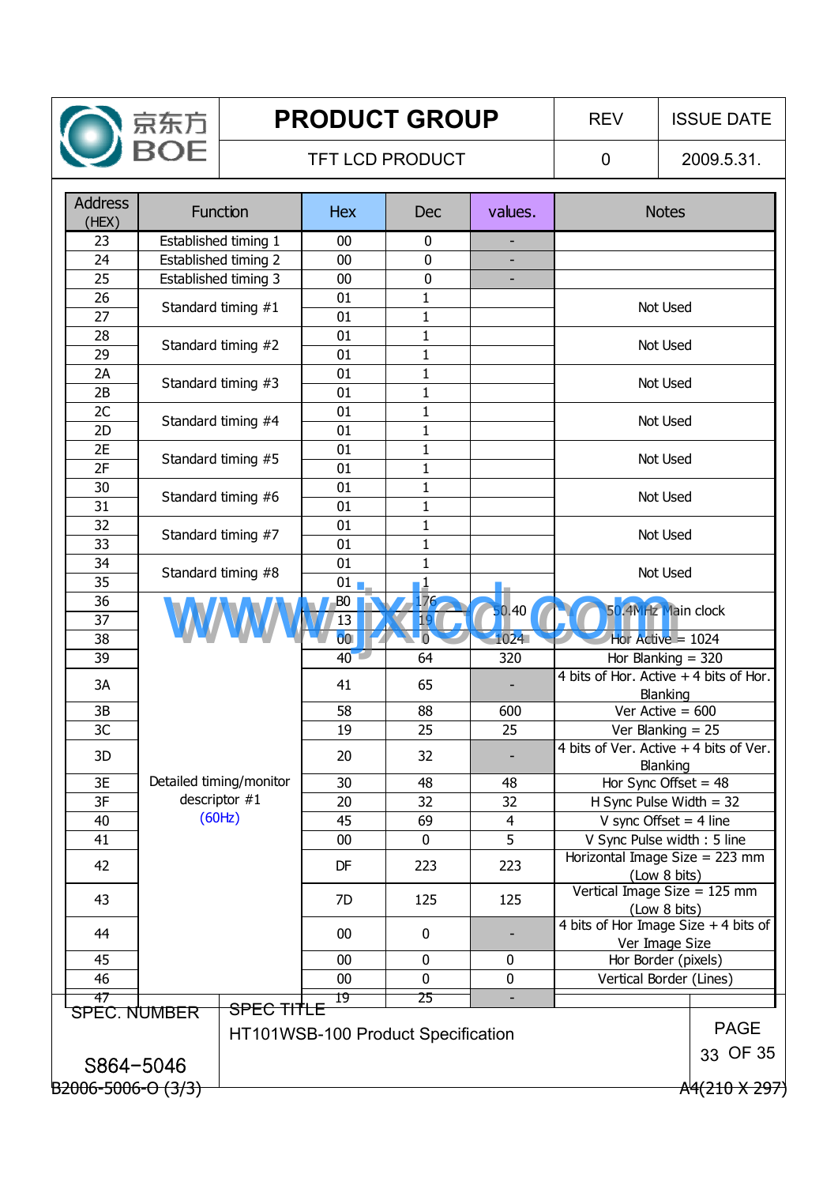| Address (HEX) | Function | Hex | Dec | values. | Notes |
|---|---|---|---|---|---|
| 23 | Established timing 1 | 00 | 0 | - | |
| 24 | Established timing 2 | 00 | 0 | - | |
| 25 | Established timing 3 | 00 | 0 | - | |
| 26 | Standard timing #1 | 01 | 1 | | Not Used |
| 27 | | 01 | 1 | | |
| 28 | Standard timing #2 | 01 | 1 | | Not Used |
| 29 | | 01 | 1 | | |
| 2A | Standard timing #3 | 01 | 1 | | Not Used |
| 2B | | 01 | 1 | | |
| 2C | Standard timing #4 | 01 | 1 | | Not Used |
| 2D | | 01 | 1 | | |
| 2E | Standard timing #5 | 01 | 1 | | Not Used |
| 2F | | 01 | 1 | | |
| 30 | Standard timing #6 | 01 | 1 | | Not Used |
| 31 | | 01 | 1 | | |
| 32 | Standard timing #7 | 01 | 1 | | Not Used |
| 33 | | 01 | 1 | | |
| 34 | Standard timing #8 | 01 | 1 | | Not Used |
| 35 | | 01 | 1 | | |
| 36 | Detailed timing/monitor descriptor #1 (60Hz) | B0 | 176 | 50.40 | 50.4MHz Main clock |
| 37 | | 13 | 19 | | |
| 38 | | 00 | 0 | 1024 | Hor Active = 1024 |
| 39 | | 40 | 64 | 320 | Hor Blanking = 320 |
| 3A | | 41 | 65 | - | 4 bits of Hor. Active + 4 bits of Hor. Blanking |
| 3B | | 58 | 88 | 600 | Ver Active = 600 |
| 3C | | 19 | 25 | 25 | Ver Blanking = 25 |
| 3D | | 20 | 32 | - | 4 bits of Ver. Active + 4 bits of Ver. Blanking |
| 3E | | 30 | 48 | 48 | Hor Sync Offset = 48 |
| 3F | | 20 | 32 | 32 | H Sync Pulse Width = 32 |
| 40 | | 45 | 69 | 4 | V sync Offset = 4 line |
| 41 | | 00 | 0 | 5 | V Sync Pulse width : 5 line |
| 42 | | DF | 223 | 223 | Horizontal Image Size = 223 mm (Low 8 bits) |
| 43 | | 7D | 125 | 125 | Vertical Image Size = 125 mm (Low 8 bits) |
| 44 | | 00 | 0 | - | 4 bits of Hor Image Size + 4 bits of Ver Image Size |
| 45 | | 00 | 0 | 0 | Hor Border (pixels) |
| 46 | | 00 | 0 | 0 | Vertical Border (Lines) |
| 47 | | 19 | 25 | - | |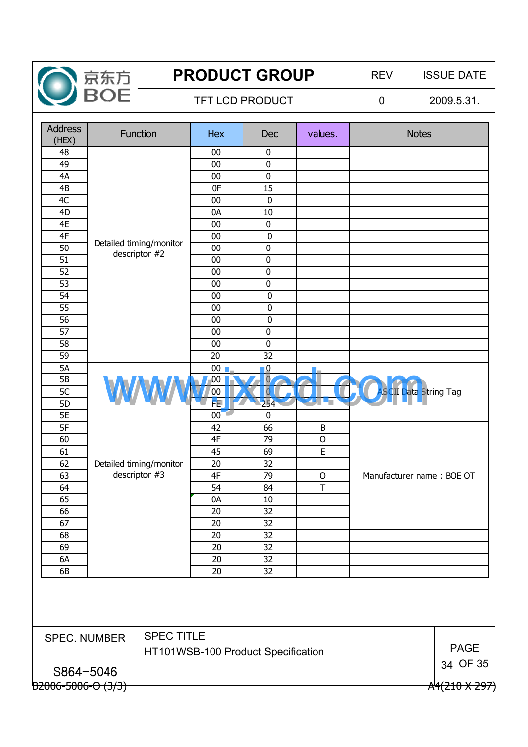| Address (HEX) | Function | Hex | Dec | values. | Notes |
|---|---|---|---|---|---|
| 48 | Detailed timing/monitor descriptor #2 | 00 | 0 | | |
| 49 | | 00 | 0 | | |
| 4A | | 00 | 0 | | |
| 4B | | 0F | 15 | | |
| 4C | | 00 | 0 | | |
| 4D | | 0A | 10 | | |
| 4E | | 00 | 0 | | |
| 4F | | 00 | 0 | | |
| 50 | | 00 | 0 | | |
| 51 | | 00 | 0 | | |
| 52 | | 00 | 0 | | |
| 53 | | 00 | 0 | | |
| 54 | | 00 | 0 | | |
| 55 | | 00 | 0 | | |
| 56 | | 00 | 0 | | |
| 57 | | 00 | 0 | | |
| 58 | | 00 | 0 | | |
| 59 | | 20 | 32 | | |
| 5A | Detailed timing/monitor descriptor #3 | 00 | 0 | | ASCII Data String Tag |
| 5B | | 00 | 0 | | |
| 5C | | 00 | 0 | | |
| 5D | | FE | 254 | | |
| 5E | | 00 | 0 | | |
| 5F | | 42 | 66 | B | Manufacturer name : BOE OT |
| 60 | | 4F | 79 | O | |
| 61 | | 45 | 69 | E | |
| 62 | | 20 | 32 | | |
| 63 | | 4F | 79 | O | |
| 64 | | 54 | 84 | T | |
| 65 | | 0A | 10 | | |
| 66 | | 20 | 32 | | |
| 67 | | 20 | 32 | | |
| 68 | | 20 | 32 | | |
| 69 | | 20 | 32 | | |
| 6A | | 20 | 32 | | |
| 6B | | 20 | 32 | | |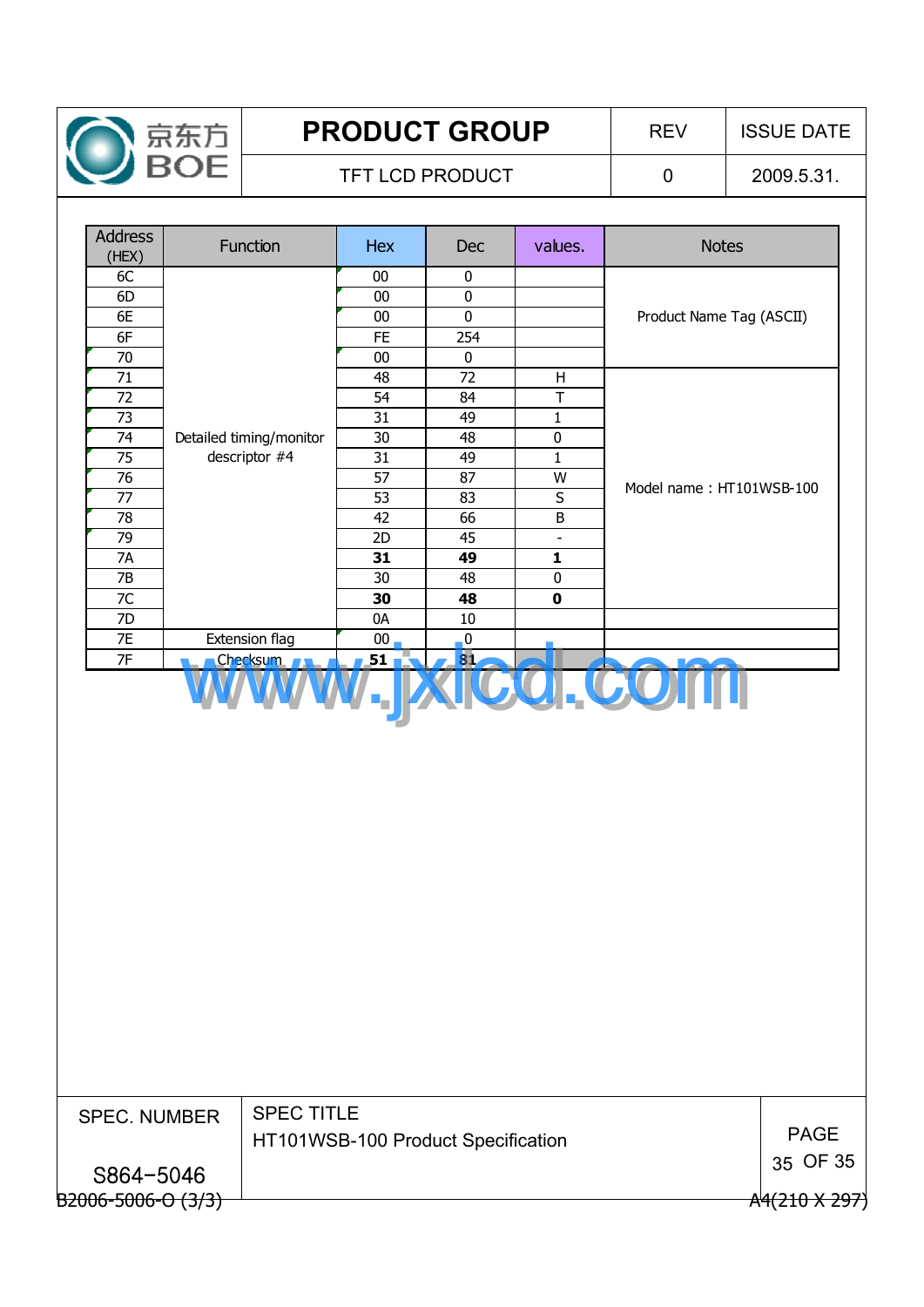| Address (HEX) | Function | Hex | Dec | values. | Notes |
|---|---|---|---|---|---|
| 6C | Detailed timing/monitor descriptor #4 | 00 | 0 | | Product Name Tag (ASCII) |
| 6D | | 00 | 0 | | |
| 6E | | 00 | 0 | | |
| 6F | | FE | 254 | | |
| 70 | | 00 | 0 | | |
| 71 | | 48 | 72 | H | Model name : HT101WSB-100 |
| 72 | | 54 | 84 | T | |
| 73 | | 31 | 49 | 1 | |
| 74 | | 30 | 48 | 0 | |
| 75 | | 31 | 49 | 1 | |
| 76 | | 57 | 87 | W | |
| 77 | | 53 | 83 | S | |
| 78 | | 42 | 66 | B | |
| 79 | | 2D | 45 | - | |
| 7A | | **31** | **49** | **1** | |
| 7B | | 30 | 48 | 0 | |
| 7C | | **30** | **48** | **0** | |
| 7D | | 0A | 10 | | |
| 7E | Extension flag | 00 | 0 | | |
| 7F | Checksum | **51** | **81** | | |

SPEC. NUMBER: S864-5046

SPEC TITLE: HT101WSB-100 Product Specification

B2006-5006-O (3/3)